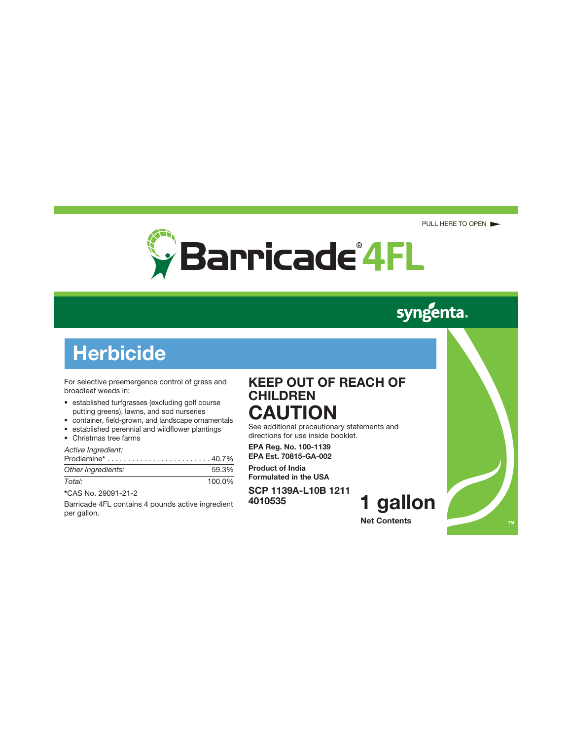PULL HERE TO OPEN ►

# Barricade® 4FL

syngenta®

## Herbicide

For selective preemergence control of grass and broadleaf weeds in:

- established turfgrasses (excluding golf course putting greens), lawns, and sod nurseries
- container, field-grown, and landscape ornamentals
- established perennial and wildflower plantings
- Christmas tree farms

| *Active Ingredient:* | |
|---|---|
| Prodiamine* | 40.7% |
| *Other Ingredients:* | 59.3% |
| *Total:* | 100.0% |

*CAS No. 29091-21-2

Barricade 4FL contains 4 pounds active ingredient per gallon.

**KEEP OUT OF REACH OF CHILDREN**

# CAUTION

See additional precautionary statements and directions for use inside booklet.

**EPA Reg. No. 100-1139**
**EPA Est. 70815-GA-002**

**Product of India**
**Formulated in the USA**

**SCP 1139A-L10B 1211**
**4010535**

**1 gallon**
**Net Contents**

™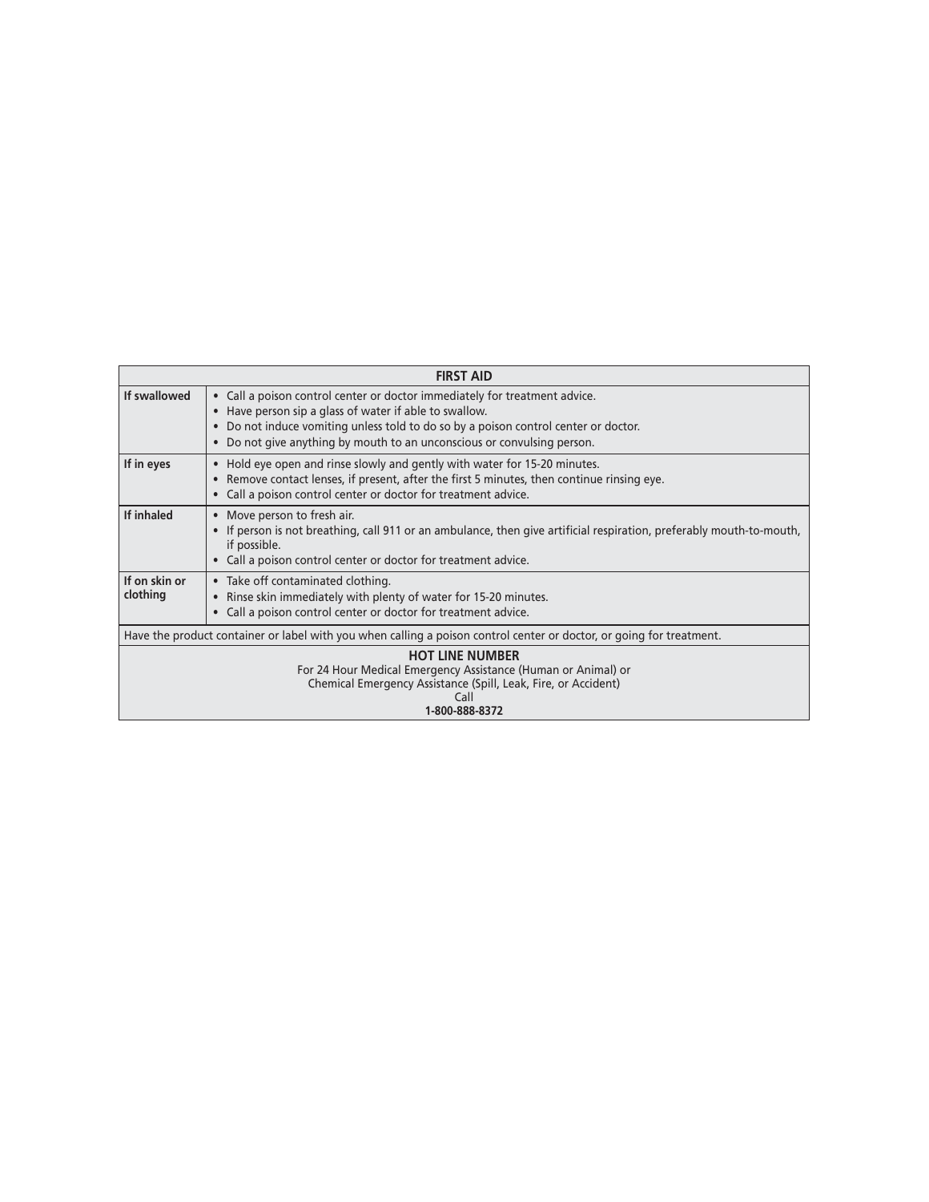| FIRST AID | |
|---|---|
| **If swallowed** | • Call a poison control center or doctor immediately for treatment advice.<br>• Have person sip a glass of water if able to swallow.<br>• Do not induce vomiting unless told to do so by a poison control center or doctor.<br>• Do not give anything by mouth to an unconscious or convulsing person. |
| **If in eyes** | • Hold eye open and rinse slowly and gently with water for 15-20 minutes.<br>• Remove contact lenses, if present, after the first 5 minutes, then continue rinsing eye.<br>• Call a poison control center or doctor for treatment advice. |
| **If inhaled** | • Move person to fresh air.<br>• If person is not breathing, call 911 or an ambulance, then give artificial respiration, preferably mouth-to-mouth, if possible.<br>• Call a poison control center or doctor for treatment advice. |
| **If on skin or clothing** | • Take off contaminated clothing.<br>• Rinse skin immediately with plenty of water for 15-20 minutes.<br>• Call a poison control center or doctor for treatment advice. |
| Have the product container or label with you when calling a poison control center or doctor, or going for treatment. | |
| **HOT LINE NUMBER**<br>For 24 Hour Medical Emergency Assistance (Human or Animal) or<br>Chemical Emergency Assistance (Spill, Leak, Fire, or Accident)<br>Call<br>**1-800-888-8372** | |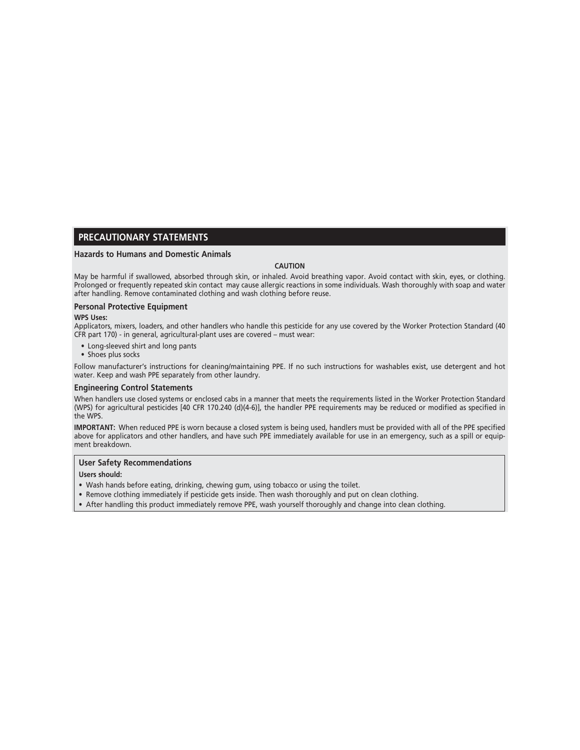## PRECAUTIONARY STATEMENTS

### Hazards to Humans and Domestic Animals

**CAUTION**

May be harmful if swallowed, absorbed through skin, or inhaled. Avoid breathing vapor. Avoid contact with skin, eyes, or clothing. Prolonged or frequently repeated skin contact may cause allergic reactions in some individuals. Wash thoroughly with soap and water after handling. Remove contaminated clothing and wash clothing before reuse.

### Personal Protective Equipment

**WPS Uses:**

Applicators, mixers, loaders, and other handlers who handle this pesticide for any use covered by the Worker Protection Standard (40 CFR part 170) - in general, agricultural-plant uses are covered – must wear:

- Long-sleeved shirt and long pants
- Shoes plus socks

Follow manufacturer's instructions for cleaning/maintaining PPE. If no such instructions for washables exist, use detergent and hot water. Keep and wash PPE separately from other laundry.

### Engineering Control Statements

When handlers use closed systems or enclosed cabs in a manner that meets the requirements listed in the Worker Protection Standard (WPS) for agricultural pesticides [40 CFR 170.240 (d)(4-6)], the handler PPE requirements may be reduced or modified as specified in the WPS.

**IMPORTANT:** When reduced PPE is worn because a closed system is being used, handlers must be provided with all of the PPE specified above for applicators and other handlers, and have such PPE immediately available for use in an emergency, such as a spill or equipment breakdown.

### User Safety Recommendations

**Users should:**

- Wash hands before eating, drinking, chewing gum, using tobacco or using the toilet.
- Remove clothing immediately if pesticide gets inside. Then wash thoroughly and put on clean clothing.
- After handling this product immediately remove PPE, wash yourself thoroughly and change into clean clothing.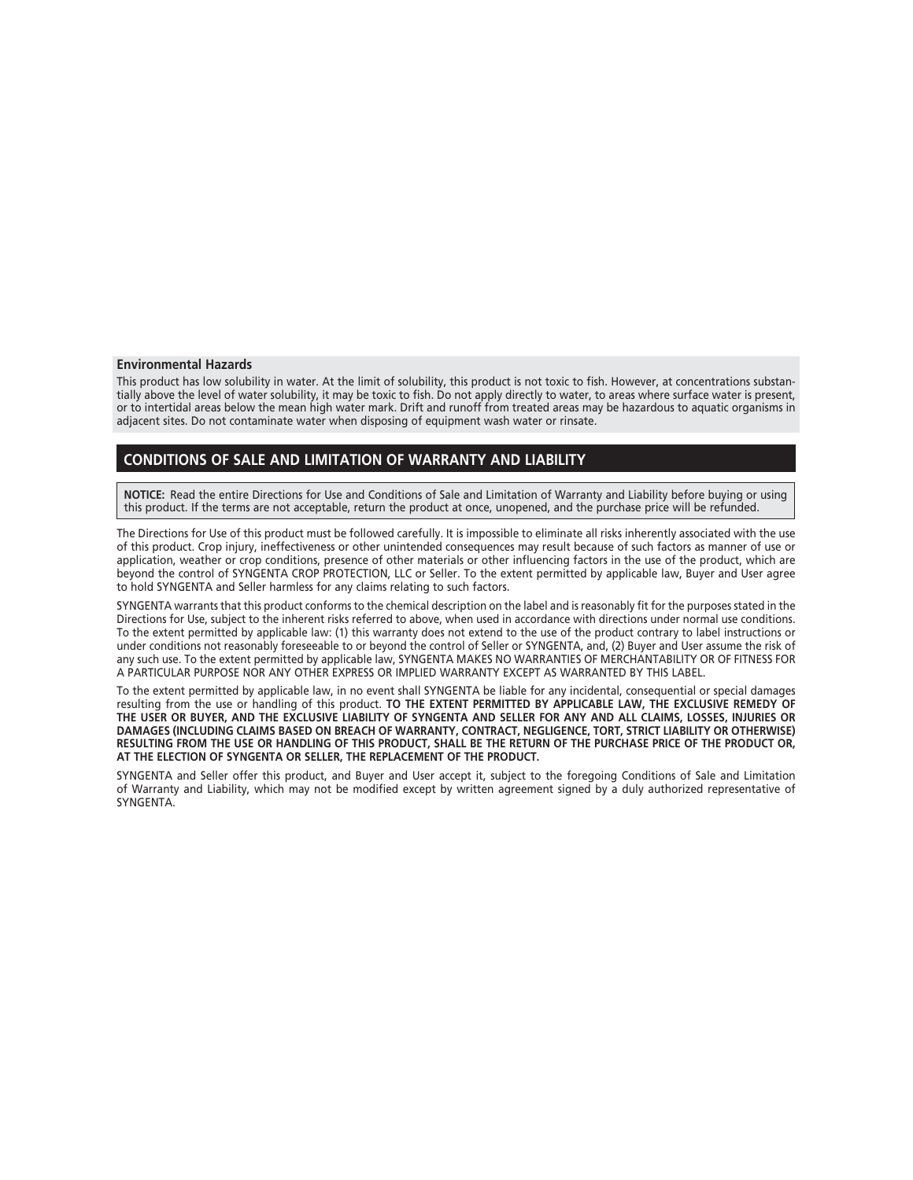### Environmental Hazards

This product has low solubility in water. At the limit of solubility, this product is not toxic to fish. However, at concentrations substantially above the level of water solubility, it may be toxic to fish. Do not apply directly to water, to areas where surface water is present, or to intertidal areas below the mean high water mark. Drift and runoff from treated areas may be hazardous to aquatic organisms in adjacent sites. Do not contaminate water when disposing of equipment wash water or rinsate.

## CONDITIONS OF SALE AND LIMITATION OF WARRANTY AND LIABILITY

**NOTICE:** Read the entire Directions for Use and Conditions of Sale and Limitation of Warranty and Liability before buying or using this product. If the terms are not acceptable, return the product at once, unopened, and the purchase price will be refunded.

The Directions for Use of this product must be followed carefully. It is impossible to eliminate all risks inherently associated with the use of this product. Crop injury, ineffectiveness or other unintended consequences may result because of such factors as manner of use or application, weather or crop conditions, presence of other materials or other influencing factors in the use of the product, which are beyond the control of SYNGENTA CROP PROTECTION, LLC or Seller. To the extent permitted by applicable law, Buyer and User agree to hold SYNGENTA and Seller harmless for any claims relating to such factors.

SYNGENTA warrants that this product conforms to the chemical description on the label and is reasonably fit for the purposes stated in the Directions for Use, subject to the inherent risks referred to above, when used in accordance with directions under normal use conditions. To the extent permitted by applicable law: (1) this warranty does not extend to the use of the product contrary to label instructions or under conditions not reasonably foreseeable to or beyond the control of Seller or SYNGENTA, and, (2) Buyer and User assume the risk of any such use. To the extent permitted by applicable law, SYNGENTA MAKES NO WARRANTIES OF MERCHANTABILITY OR OF FITNESS FOR A PARTICULAR PURPOSE NOR ANY OTHER EXPRESS OR IMPLIED WARRANTY EXCEPT AS WARRANTED BY THIS LABEL.

To the extent permitted by applicable law, in no event shall SYNGENTA be liable for any incidental, consequential or special damages resulting from the use or handling of this product. **TO THE EXTENT PERMITTED BY APPLICABLE LAW, THE EXCLUSIVE REMEDY OF THE USER OR BUYER, AND THE EXCLUSIVE LIABILITY OF SYNGENTA AND SELLER FOR ANY AND ALL CLAIMS, LOSSES, INJURIES OR DAMAGES (INCLUDING CLAIMS BASED ON BREACH OF WARRANTY, CONTRACT, NEGLIGENCE, TORT, STRICT LIABILITY OR OTHERWISE) RESULTING FROM THE USE OR HANDLING OF THIS PRODUCT, SHALL BE THE RETURN OF THE PURCHASE PRICE OF THE PRODUCT OR, AT THE ELECTION OF SYNGENTA OR SELLER, THE REPLACEMENT OF THE PRODUCT.**

SYNGENTA and Seller offer this product, and Buyer and User accept it, subject to the foregoing Conditions of Sale and Limitation of Warranty and Liability, which may not be modified except by written agreement signed by a duly authorized representative of SYNGENTA.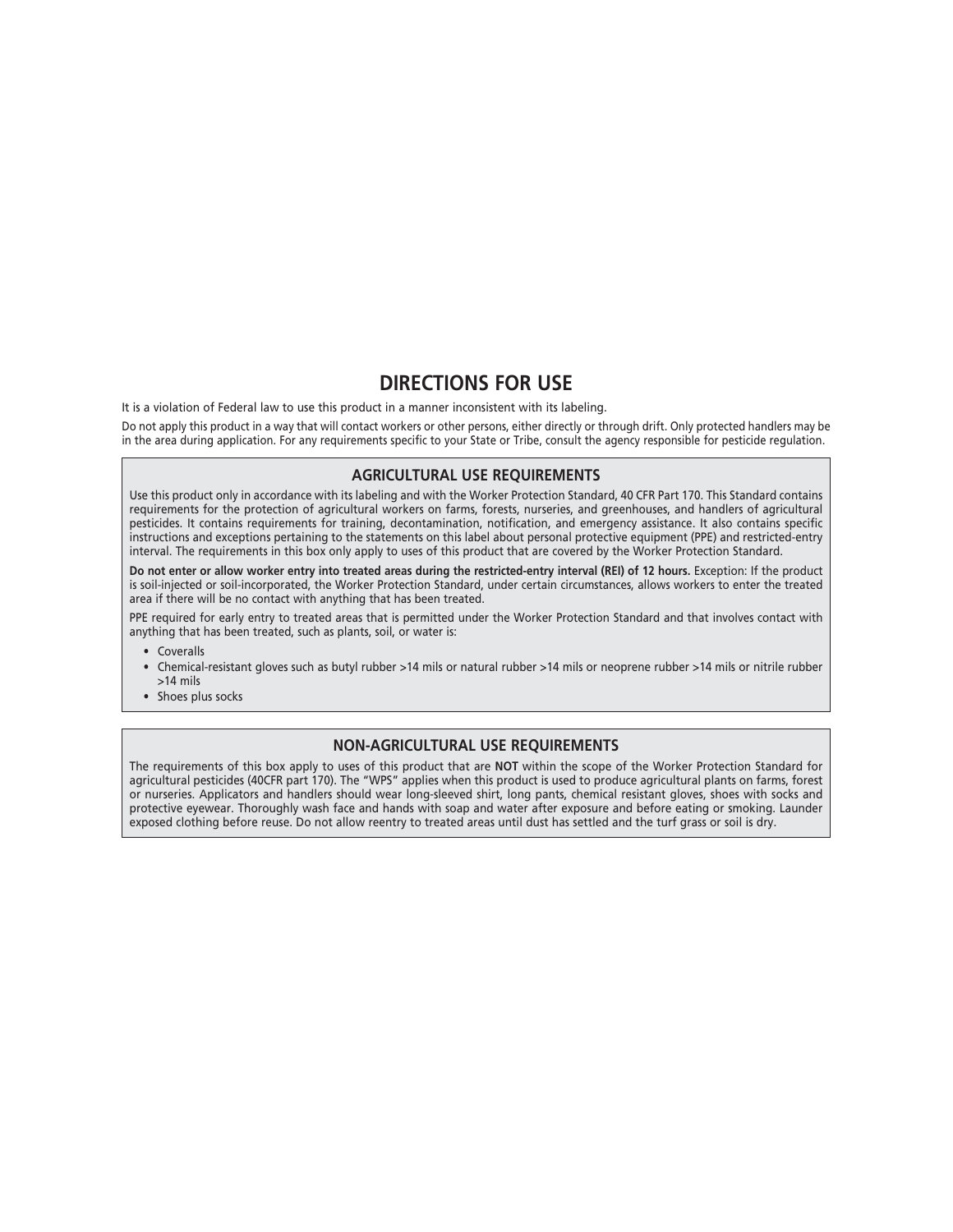# DIRECTIONS FOR USE

It is a violation of Federal law to use this product in a manner inconsistent with its labeling.

Do not apply this product in a way that will contact workers or other persons, either directly or through drift. Only protected handlers may be in the area during application. For any requirements specific to your State or Tribe, consult the agency responsible for pesticide regulation.

## AGRICULTURAL USE REQUIREMENTS

Use this product only in accordance with its labeling and with the Worker Protection Standard, 40 CFR Part 170. This Standard contains requirements for the protection of agricultural workers on farms, forests, nurseries, and greenhouses, and handlers of agricultural pesticides. It contains requirements for training, decontamination, notification, and emergency assistance. It also contains specific instructions and exceptions pertaining to the statements on this label about personal protective equipment (PPE) and restricted-entry interval. The requirements in this box only apply to uses of this product that are covered by the Worker Protection Standard.

**Do not enter or allow worker entry into treated areas during the restricted-entry interval (REI) of 12 hours.** Exception: If the product is soil-injected or soil-incorporated, the Worker Protection Standard, under certain circumstances, allows workers to enter the treated area if there will be no contact with anything that has been treated.

PPE required for early entry to treated areas that is permitted under the Worker Protection Standard and that involves contact with anything that has been treated, such as plants, soil, or water is:

- Coveralls
- Chemical-resistant gloves such as butyl rubber >14 mils or natural rubber >14 mils or neoprene rubber >14 mils or nitrile rubber >14 mils
- Shoes plus socks

## NON-AGRICULTURAL USE REQUIREMENTS

The requirements of this box apply to uses of this product that are **NOT** within the scope of the Worker Protection Standard for agricultural pesticides (40CFR part 170). The "WPS" applies when this product is used to produce agricultural plants on farms, forest or nurseries. Applicators and handlers should wear long-sleeved shirt, long pants, chemical resistant gloves, shoes with socks and protective eyewear. Thoroughly wash face and hands with soap and water after exposure and before eating or smoking. Launder exposed clothing before reuse. Do not allow reentry to treated areas until dust has settled and the turf grass or soil is dry.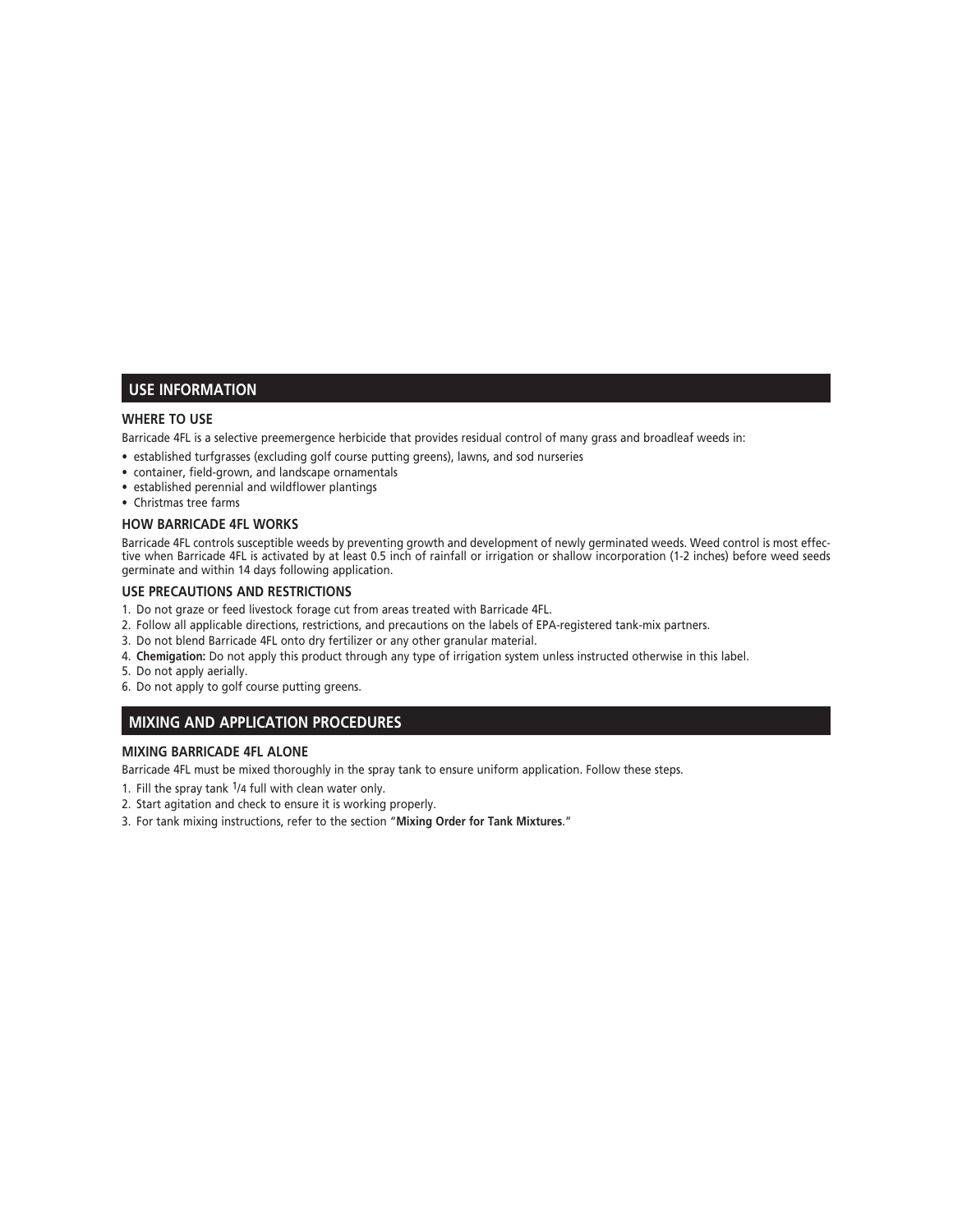## USE INFORMATION

### WHERE TO USE

Barricade 4FL is a selective preemergence herbicide that provides residual control of many grass and broadleaf weeds in:

- established turfgrasses (excluding golf course putting greens), lawns, and sod nurseries
- container, field-grown, and landscape ornamentals
- established perennial and wildflower plantings
- Christmas tree farms

### HOW BARRICADE 4FL WORKS

Barricade 4FL controls susceptible weeds by preventing growth and development of newly germinated weeds. Weed control is most effective when Barricade 4FL is activated by at least 0.5 inch of rainfall or irrigation or shallow incorporation (1-2 inches) before weed seeds germinate and within 14 days following application.

### USE PRECAUTIONS AND RESTRICTIONS

1. Do not graze or feed livestock forage cut from areas treated with Barricade 4FL.
2. Follow all applicable directions, restrictions, and precautions on the labels of EPA-registered tank-mix partners.
3. Do not blend Barricade 4FL onto dry fertilizer or any other granular material.
4. **Chemigation:** Do not apply this product through any type of irrigation system unless instructed otherwise in this label.
5. Do not apply aerially.
6. Do not apply to golf course putting greens.

## MIXING AND APPLICATION PROCEDURES

### MIXING BARRICADE 4FL ALONE

Barricade 4FL must be mixed thoroughly in the spray tank to ensure uniform application. Follow these steps.

1. Fill the spray tank 1/4 full with clean water only.
2. Start agitation and check to ensure it is working properly.
3. For tank mixing instructions, refer to the section "**Mixing Order for Tank Mixtures**."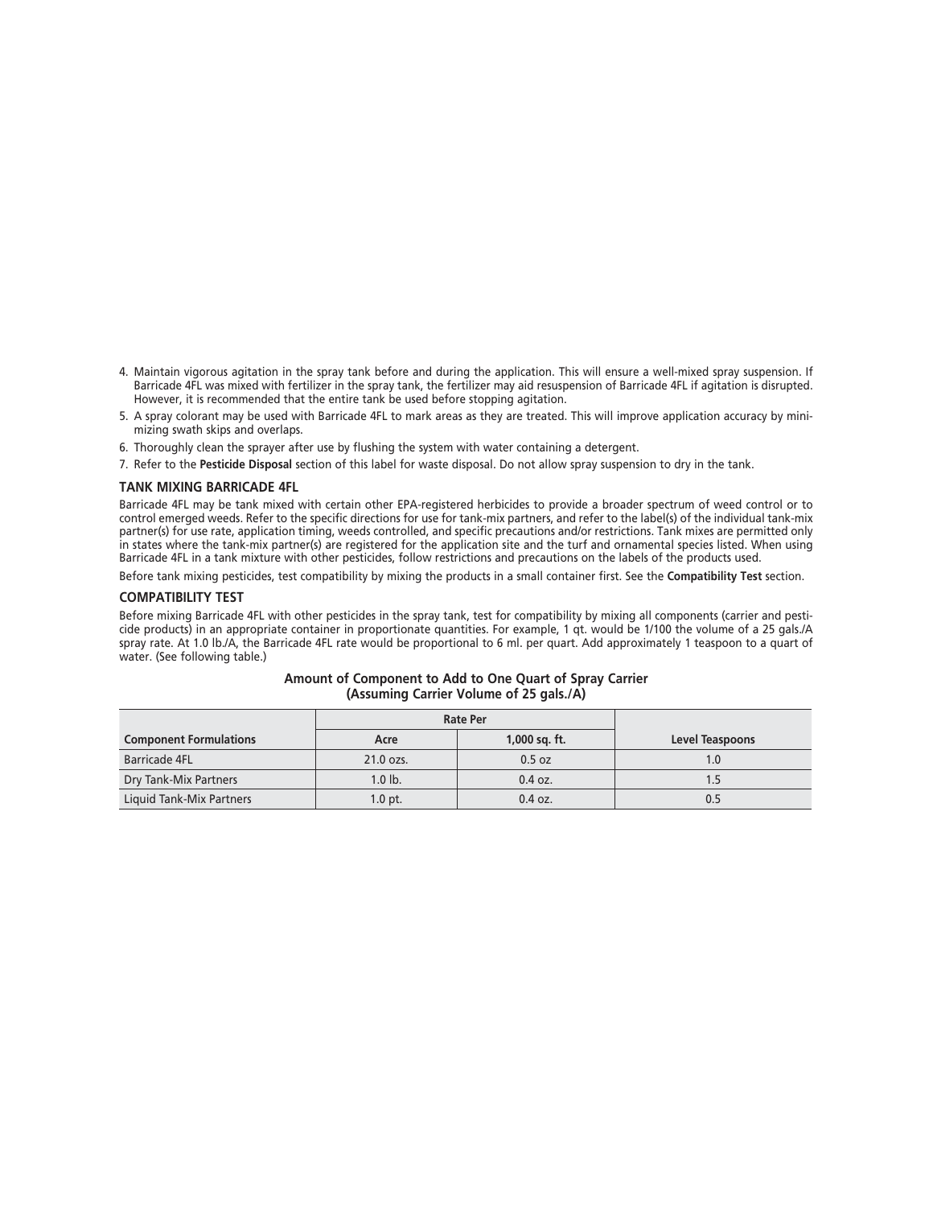4. Maintain vigorous agitation in the spray tank before and during the application. This will ensure a well-mixed spray suspension. If Barricade 4FL was mixed with fertilizer in the spray tank, the fertilizer may aid resuspension of Barricade 4FL if agitation is disrupted. However, it is recommended that the entire tank be used before stopping agitation.
5. A spray colorant may be used with Barricade 4FL to mark areas as they are treated. This will improve application accuracy by minimizing swath skips and overlaps.
6. Thoroughly clean the sprayer after use by flushing the system with water containing a detergent.
7. Refer to the **Pesticide Disposal** section of this label for waste disposal. Do not allow spray suspension to dry in the tank.

### TANK MIXING BARRICADE 4FL

Barricade 4FL may be tank mixed with certain other EPA-registered herbicides to provide a broader spectrum of weed control or to control emerged weeds. Refer to the specific directions for use for tank-mix partners, and refer to the label(s) of the individual tank-mix partner(s) for use rate, application timing, weeds controlled, and specific precautions and/or restrictions. Tank mixes are permitted only in states where the tank-mix partner(s) are registered for the application site and the turf and ornamental species listed. When using Barricade 4FL in a tank mixture with other pesticides, follow restrictions and precautions on the labels of the products used.

Before tank mixing pesticides, test compatibility by mixing the products in a small container first. See the **Compatibility Test** section.

### COMPATIBILITY TEST

Before mixing Barricade 4FL with other pesticides in the spray tank, test for compatibility by mixing all components (carrier and pesticide products) in an appropriate container in proportionate quantities. For example, 1 qt. would be 1/100 the volume of a 25 gals./A spray rate. At 1.0 lb./A, the Barricade 4FL rate would be proportional to 6 ml. per quart. Add approximately 1 teaspoon to a quart of water. (See following table.)

**Amount of Component to Add to One Quart of Spray Carrier (Assuming Carrier Volume of 25 gals./A)**

| | Rate Per | | |
|---|---|---|---|
| **Component Formulations** | **Acre** | **1,000 sq. ft.** | **Level Teaspoons** |
| Barricade 4FL | 21.0 ozs. | 0.5 oz | 1.0 |
| Dry Tank-Mix Partners | 1.0 lb. | 0.4 oz. | 1.5 |
| Liquid Tank-Mix Partners | 1.0 pt. | 0.4 oz. | 0.5 |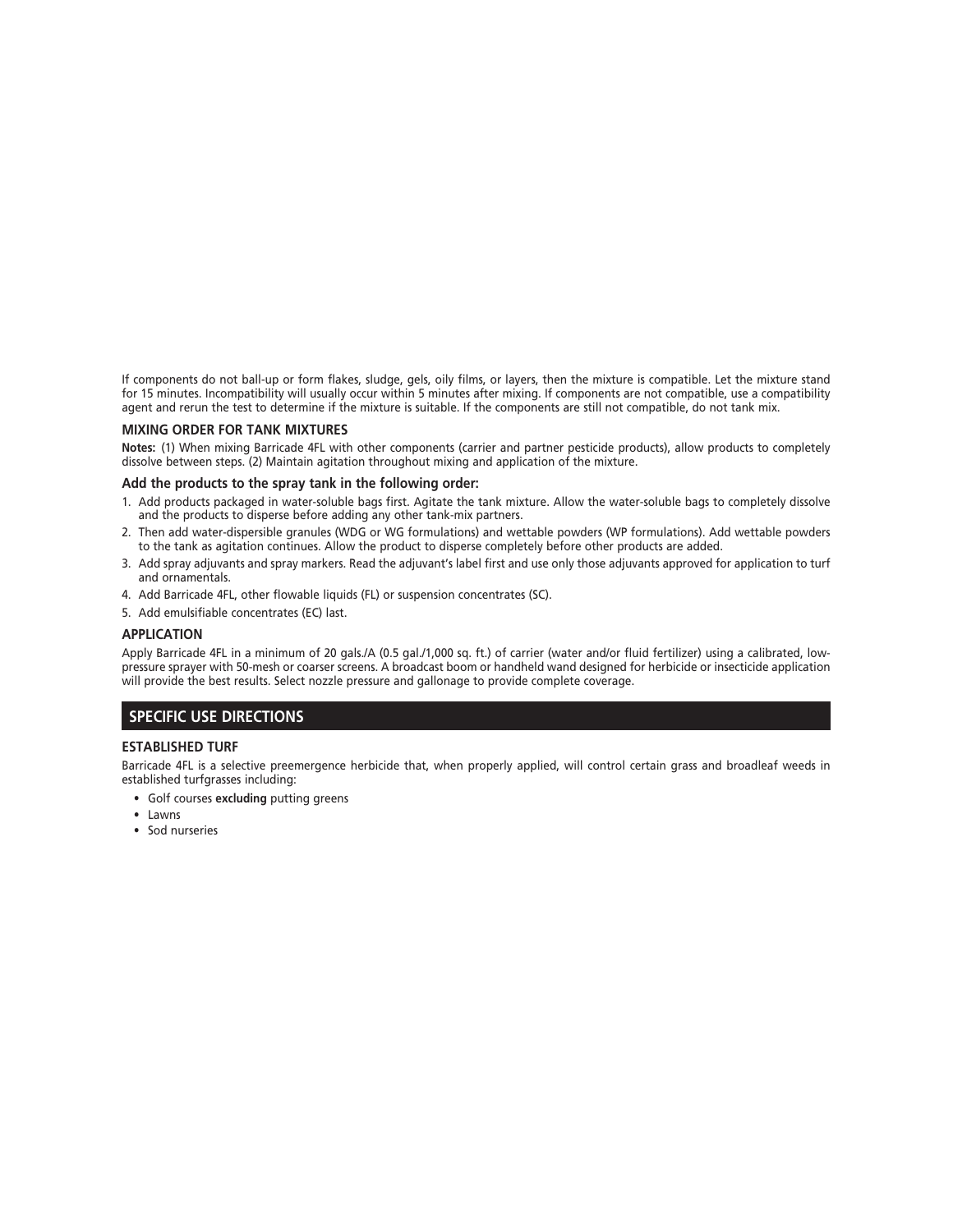If components do not ball-up or form flakes, sludge, gels, oily films, or layers, then the mixture is compatible. Let the mixture stand for 15 minutes. Incompatibility will usually occur within 5 minutes after mixing. If components are not compatible, use a compatibility agent and rerun the test to determine if the mixture is suitable. If the components are still not compatible, do not tank mix.

### MIXING ORDER FOR TANK MIXTURES

**Notes:** (1) When mixing Barricade 4FL with other components (carrier and partner pesticide products), allow products to completely dissolve between steps. (2) Maintain agitation throughout mixing and application of the mixture.

### Add the products to the spray tank in the following order:

1. Add products packaged in water-soluble bags first. Agitate the tank mixture. Allow the water-soluble bags to completely dissolve and the products to disperse before adding any other tank-mix partners.
2. Then add water-dispersible granules (WDG or WG formulations) and wettable powders (WP formulations). Add wettable powders to the tank as agitation continues. Allow the product to disperse completely before other products are added.
3. Add spray adjuvants and spray markers. Read the adjuvant's label first and use only those adjuvants approved for application to turf and ornamentals.
4. Add Barricade 4FL, other flowable liquids (FL) or suspension concentrates (SC).
5. Add emulsifiable concentrates (EC) last.

### APPLICATION

Apply Barricade 4FL in a minimum of 20 gals./A (0.5 gal./1,000 sq. ft.) of carrier (water and/or fluid fertilizer) using a calibrated, low-pressure sprayer with 50-mesh or coarser screens. A broadcast boom or handheld wand designed for herbicide or insecticide application will provide the best results. Select nozzle pressure and gallonage to provide complete coverage.

## SPECIFIC USE DIRECTIONS

### ESTABLISHED TURF

Barricade 4FL is a selective preemergence herbicide that, when properly applied, will control certain grass and broadleaf weeds in established turfgrasses including:

- Golf courses **excluding** putting greens
- Lawns
- Sod nurseries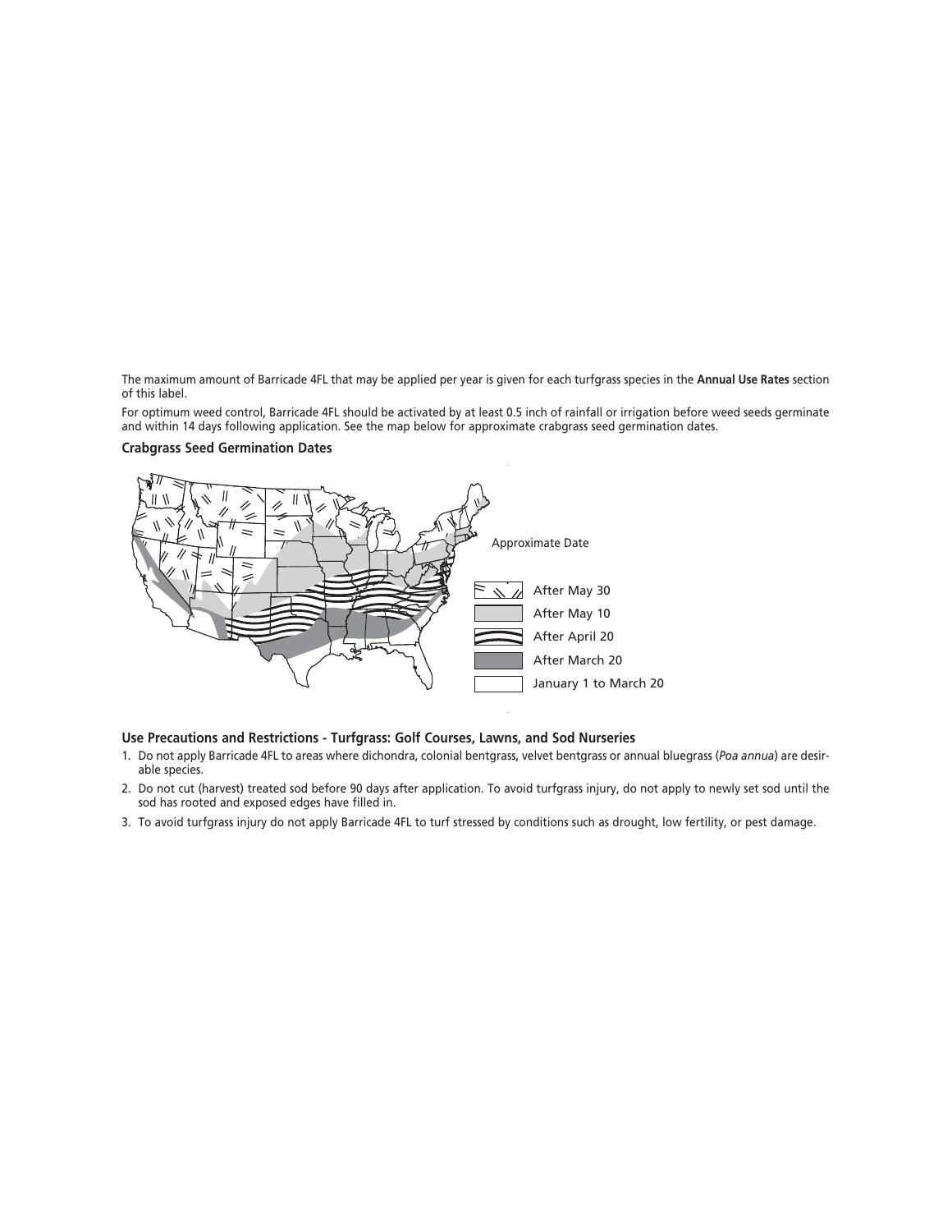The maximum amount of Barricade 4FL that may be applied per year is given for each turfgrass species in the **Annual Use Rates** section of this label.

For optimum weed control, Barricade 4FL should be activated by at least 0.5 inch of rainfall or irrigation before weed seeds germinate and within 14 days following application. See the map below for approximate crabgrass seed germination dates.

**Crabgrass Seed Germination Dates**

Approximate Date

- After May 30
- After May 10
- After April 20
- After March 20
- January 1 to March 20

### Use Precautions and Restrictions - Turfgrass: Golf Courses, Lawns, and Sod Nurseries

1. Do not apply Barricade 4FL to areas where dichondra, colonial bentgrass, velvet bentgrass or annual bluegrass (*Poa annua*) are desirable species.
2. Do not cut (harvest) treated sod before 90 days after application. To avoid turfgrass injury, do not apply to newly set sod until the sod has rooted and exposed edges have filled in.
3. To avoid turfgrass injury do not apply Barricade 4FL to turf stressed by conditions such as drought, low fertility, or pest damage.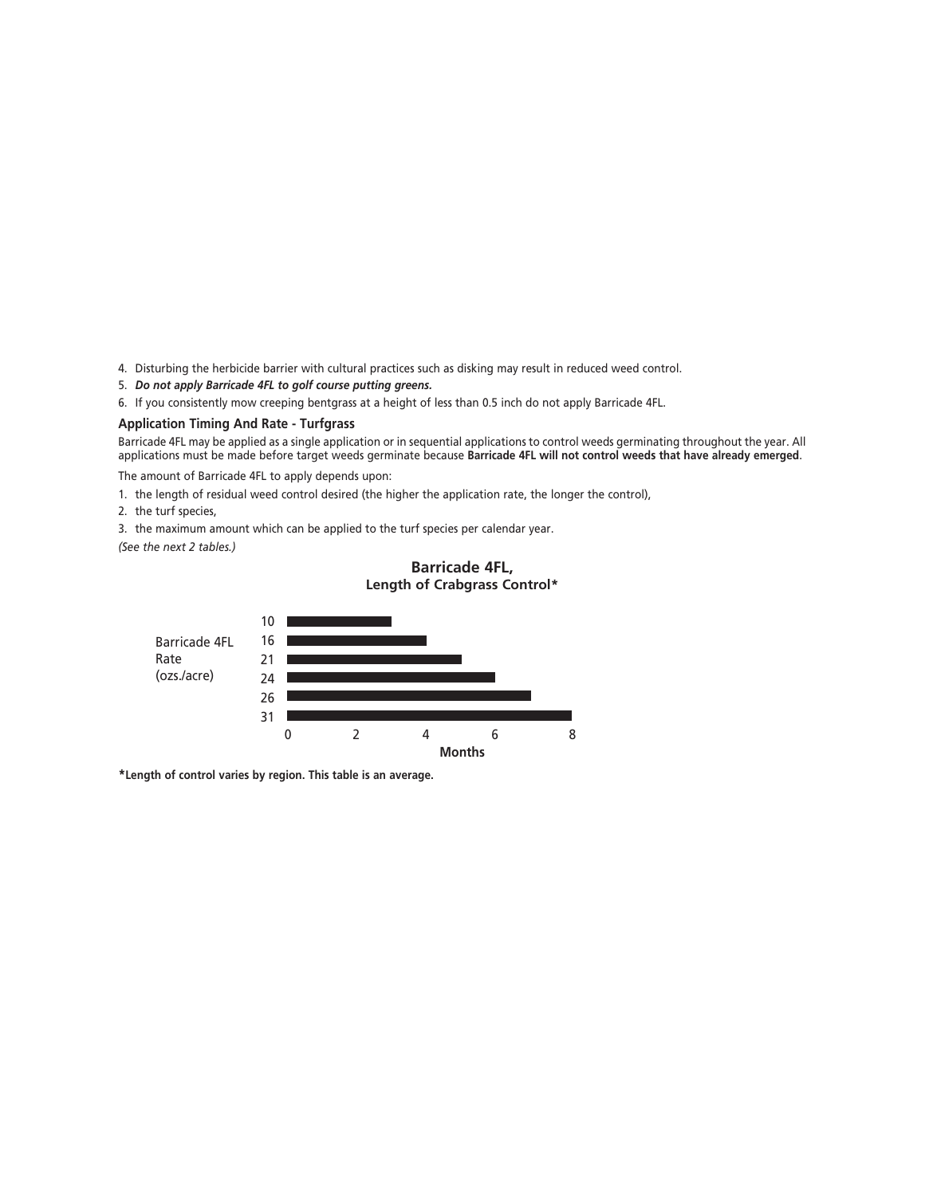4. Disturbing the herbicide barrier with cultural practices such as disking may result in reduced weed control.
5. ***Do not apply Barricade 4FL to golf course putting greens.***
6. If you consistently mow creeping bentgrass at a height of less than 0.5 inch do not apply Barricade 4FL.

### Application Timing And Rate - Turfgrass

Barricade 4FL may be applied as a single application or in sequential applications to control weeds germinating throughout the year. All applications must be made before target weeds germinate because **Barricade 4FL will not control weeds that have already emerged**.

The amount of Barricade 4FL to apply depends upon:

1. the length of residual weed control desired (the higher the application rate, the longer the control),
2. the turf species,
3. the maximum amount which can be applied to the turf species per calendar year.

*(See the next 2 tables.)*

**Barricade 4FL,**
**Length of Crabgrass Control***

| Barricade 4FL Rate (ozs./acre) | Months |
|---|---|
| 10 | 3 |
| 16 | 4 |
| 21 | 5 |
| 24 | 6 |
| 26 | 7 |
| 31 | 8 |

***Length of control varies by region. This table is an average.**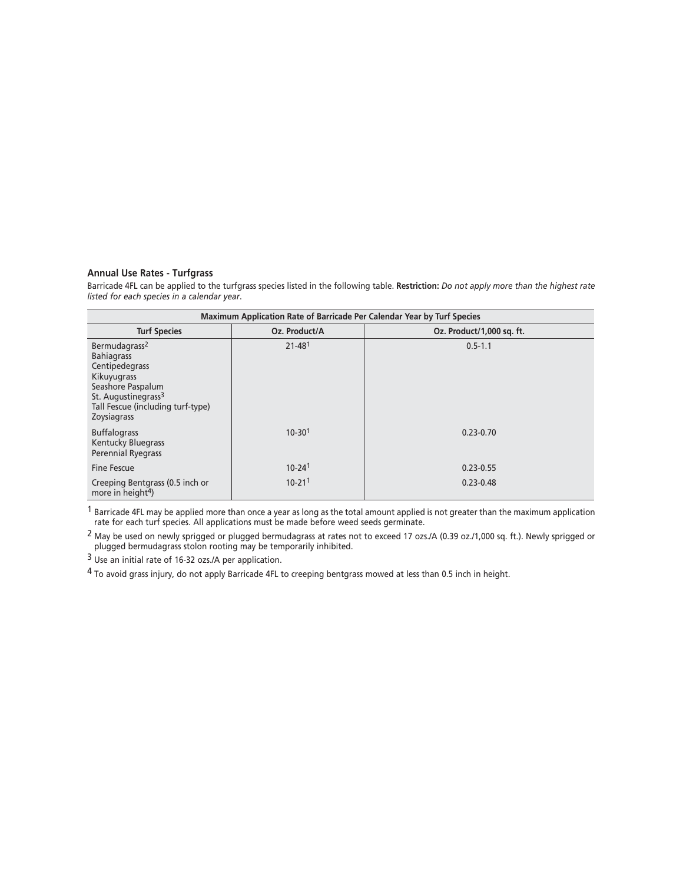### Annual Use Rates - Turfgrass

Barricade 4FL can be applied to the turfgrass species listed in the following table. **Restriction:** *Do not apply more than the highest rate listed for each species in a calendar year.*

| Maximum Application Rate of Barricade Per Calendar Year by Turf Species | | |
|---|---|---|
| **Turf Species** | **Oz. Product/A** | **Oz. Product/1,000 sq. ft.** |
| Bermudagrass[2]<br>Bahiagrass<br>Centipedegrass<br>Kikuyugrass<br>Seashore Paspalum<br>St. Augustinegrass[3]<br>Tall Fescue (including turf-type)<br>Zoysiagrass | 21-48[1] | 0.5-1.1 |
| Buffalograss<br>Kentucky Bluegrass<br>Perennial Ryegrass | 10-30[1] | 0.23-0.70 |
| Fine Fescue | 10-24[1] | 0.23-0.55 |
| Creeping Bentgrass (0.5 inch or more in height[4]) | 10-21[1] | 0.23-0.48 |

[1] Barricade 4FL may be applied more than once a year as long as the total amount applied is not greater than the maximum application rate for each turf species. All applications must be made before weed seeds germinate.

[2] May be used on newly sprigged or plugged bermudagrass at rates not to exceed 17 ozs./A (0.39 oz./1,000 sq. ft.). Newly sprigged or plugged bermudagrass stolon rooting may be temporarily inhibited.

[3] Use an initial rate of 16-32 ozs./A per application.

[4] To avoid grass injury, do not apply Barricade 4FL to creeping bentgrass mowed at less than 0.5 inch in height.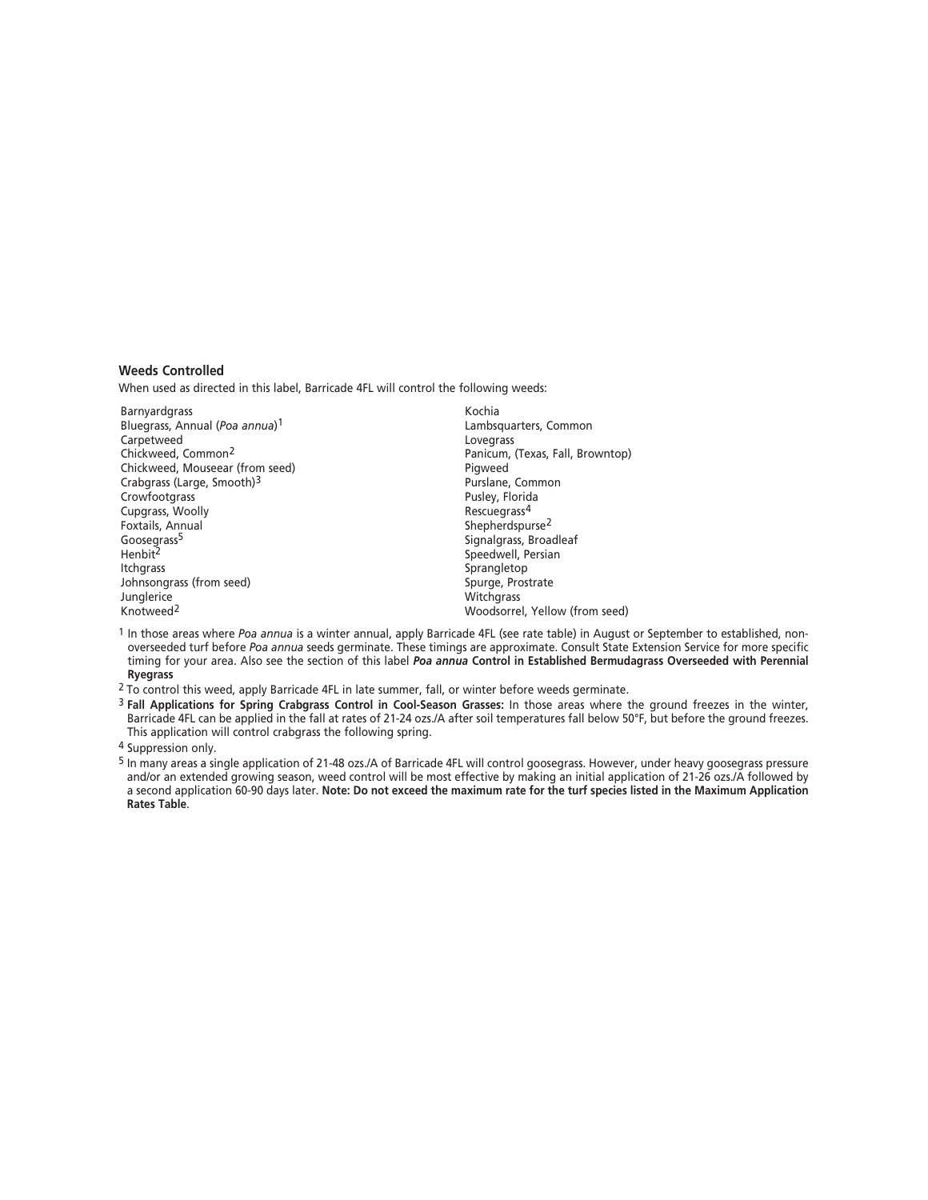### Weeds Controlled

When used as directed in this label, Barricade 4FL will control the following weeds:

- Barnyardgrass
- Bluegrass, Annual (*Poa annua*)[1]
- Carpetweed
- Chickweed, Common[2]
- Chickweed, Mouseear (from seed)
- Crabgrass (Large, Smooth)[3]
- Crowfootgrass
- Cupgrass, Woolly
- Foxtails, Annual
- Goosegrass[5]
- Henbit[2]
- Itchgrass
- Johnsongrass (from seed)
- Junglerice
- Knotweed[2]
- Kochia
- Lambsquarters, Common
- Lovegrass
- Panicum, (Texas, Fall, Browntop)
- Pigweed
- Purslane, Common
- Pusley, Florida
- Rescuegrass[4]
- Shepherdspurse[2]
- Signalgrass, Broadleaf
- Speedwell, Persian
- Sprangletop
- Spurge, Prostrate
- Witchgrass
- Woodsorrel, Yellow (from seed)

[1] In those areas where *Poa annua* is a winter annual, apply Barricade 4FL (see rate table) in August or September to established, non-overseeded turf before *Poa annua* seeds germinate. These timings are approximate. Consult State Extension Service for more specific timing for your area. Also see the section of this label ***Poa annua* Control in Established Bermudagrass Overseeded with Perennial Ryegrass**

[2] To control this weed, apply Barricade 4FL in late summer, fall, or winter before weeds germinate.

[3] **Fall Applications for Spring Crabgrass Control in Cool-Season Grasses:** In those areas where the ground freezes in the winter, Barricade 4FL can be applied in the fall at rates of 21-24 ozs./A after soil temperatures fall below 50°F, but before the ground freezes. This application will control crabgrass the following spring.

[4] Suppression only.

[5] In many areas a single application of 21-48 ozs./A of Barricade 4FL will control goosegrass. However, under heavy goosegrass pressure and/or an extended growing season, weed control will be most effective by making an initial application of 21-26 ozs./A followed by a second application 60-90 days later. **Note: Do not exceed the maximum rate for the turf species listed in the Maximum Application Rates Table**.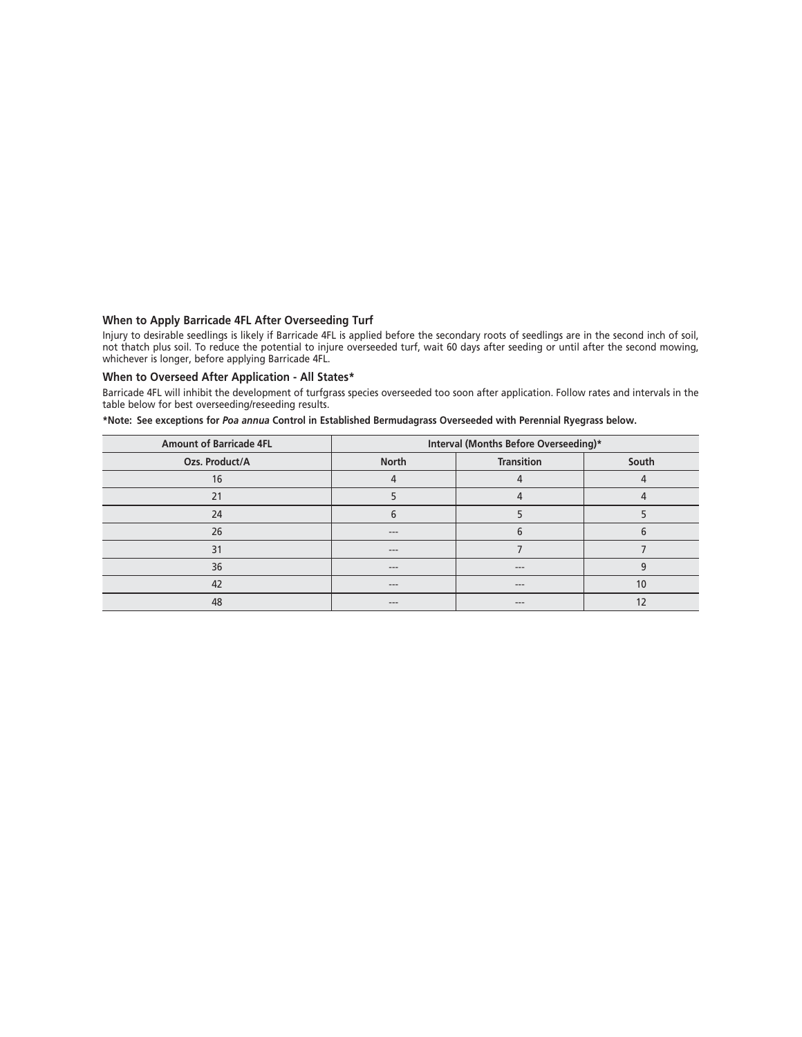### When to Apply Barricade 4FL After Overseeding Turf

Injury to desirable seedlings is likely if Barricade 4FL is applied before the secondary roots of seedlings are in the second inch of soil, not thatch plus soil. To reduce the potential to injure overseeded turf, wait 60 days after seeding or until after the second mowing, whichever is longer, before applying Barricade 4FL.

### When to Overseed After Application - All States*

Barricade 4FL will inhibit the development of turfgrass species overseeded too soon after application. Follow rates and intervals in the table below for best overseeding/reseeding results.

**\*Note: See exceptions for *Poa annua* Control in Established Bermudagrass Overseeded with Perennial Ryegrass below.**

| Amount of Barricade 4FL | Interval (Months Before Overseeding)* | | |
|---|---|---|---|
| Ozs. Product/A | North | Transition | South |
| 16 | 4 | 4 | 4 |
| 21 | 5 | 4 | 4 |
| 24 | 6 | 5 | 5 |
| 26 | --- | 6 | 6 |
| 31 | --- | 7 | 7 |
| 36 | --- | --- | 9 |
| 42 | --- | --- | 10 |
| 48 | --- | --- | 12 |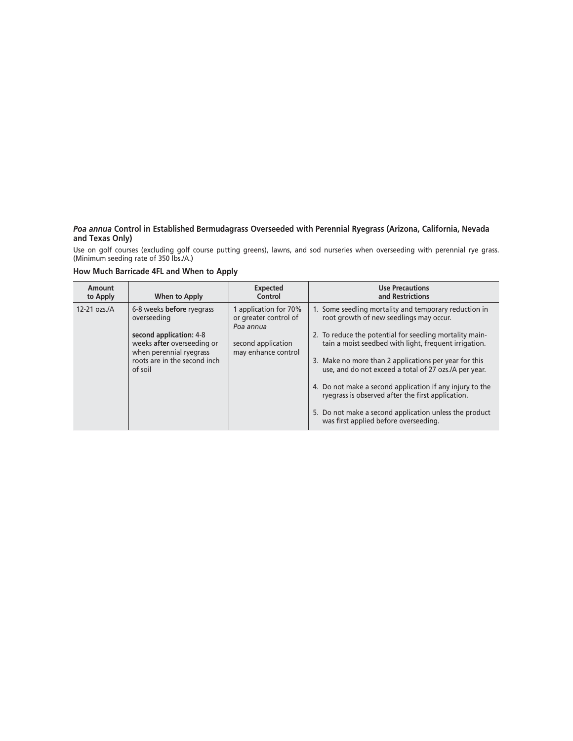### *Poa annua* Control in Established Bermudagrass Overseeded with Perennial Ryegrass (Arizona, California, Nevada and Texas Only)

Use on golf courses (excluding golf course putting greens), lawns, and sod nurseries when overseeding with perennial rye grass. (Minimum seeding rate of 350 lbs./A.)

#### How Much Barricade 4FL and When to Apply

| Amount to Apply | When to Apply | Expected Control | Use Precautions and Restrictions |
|---|---|---|---|
| 12-21 ozs./A | 6-8 weeks **before** ryegrass overseeding<br><br>**second application:** 4-8 weeks **after** overseeding or when perennial ryegrass roots are in the second inch of soil | 1 application for 70% or greater control of *Poa annua*<br><br>second application may enhance control | 1. Some seedling mortality and temporary reduction in root growth of new seedlings may occur.<br><br>2. To reduce the potential for seedling mortality maintain a moist seedbed with light, frequent irrigation.<br><br>3. Make no more than 2 applications per year for this use, and do not exceed a total of 27 ozs./A per year.<br><br>4. Do not make a second application if any injury to the ryegrass is observed after the first application.<br><br>5. Do not make a second application unless the product was first applied before overseeding. |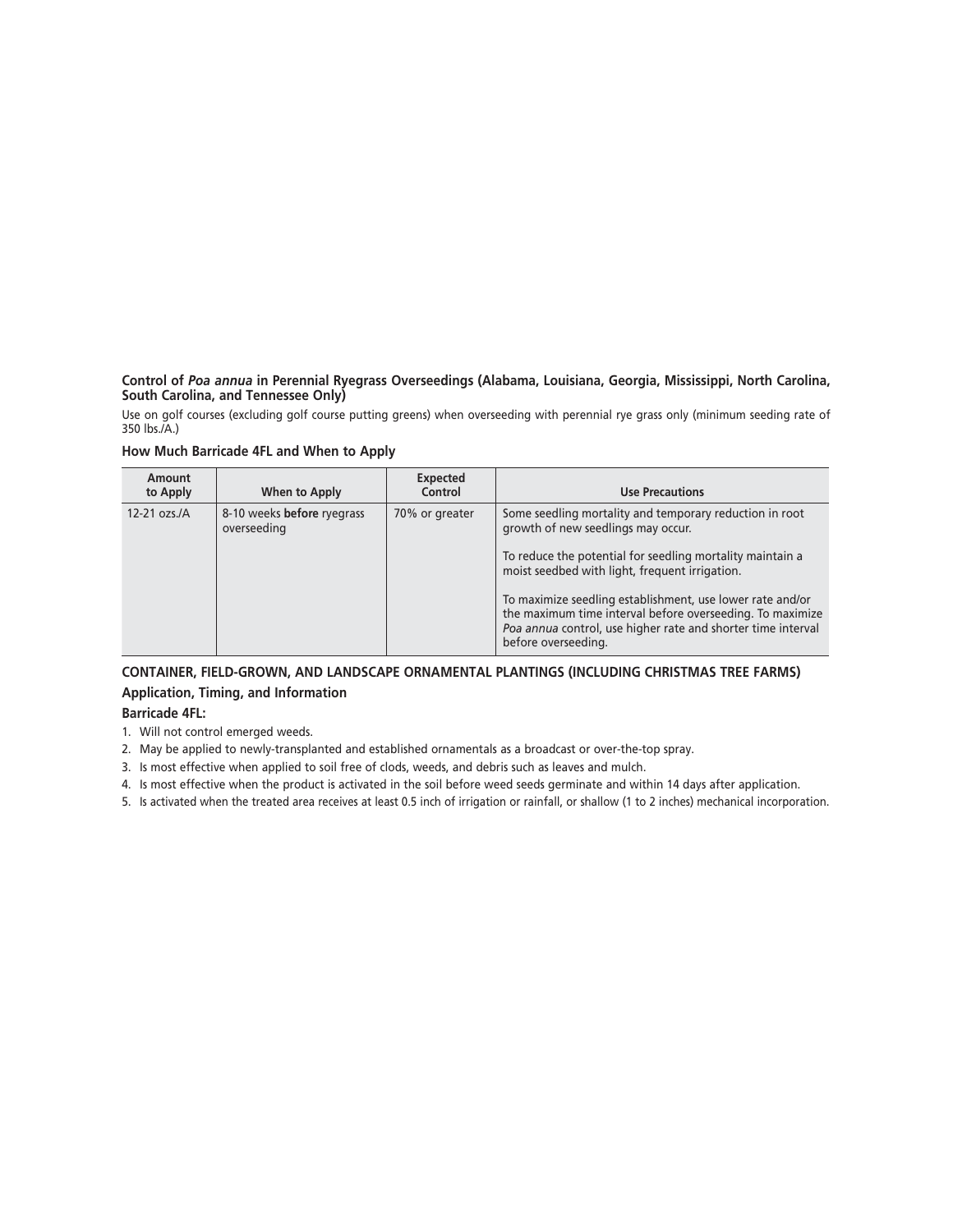### Control of *Poa annua* in Perennial Ryegrass Overseedings (Alabama, Louisiana, Georgia, Mississippi, North Carolina, South Carolina, and Tennessee Only)

Use on golf courses (excluding golf course putting greens) when overseeding with perennial rye grass only (minimum seeding rate of 350 lbs./A.)

#### How Much Barricade 4FL and When to Apply

| Amount to Apply | When to Apply | Expected Control | Use Precautions |
|---|---|---|---|
| 12-21 ozs./A | 8-10 weeks **before** ryegrass overseeding | 70% or greater | Some seedling mortality and temporary reduction in root growth of new seedlings may occur.<br><br>To reduce the potential for seedling mortality maintain a moist seedbed with light, frequent irrigation.<br><br>To maximize seedling establishment, use lower rate and/or the maximum time interval before overseeding. To maximize *Poa annua* control, use higher rate and shorter time interval before overseeding. |

## CONTAINER, FIELD-GROWN, AND LANDSCAPE ORNAMENTAL PLANTINGS (INCLUDING CHRISTMAS TREE FARMS)

### Application, Timing, and Information

**Barricade 4FL:**

1. Will not control emerged weeds.
2. May be applied to newly-transplanted and established ornamentals as a broadcast or over-the-top spray.
3. Is most effective when applied to soil free of clods, weeds, and debris such as leaves and mulch.
4. Is most effective when the product is activated in the soil before weed seeds germinate and within 14 days after application.
5. Is activated when the treated area receives at least 0.5 inch of irrigation or rainfall, or shallow (1 to 2 inches) mechanical incorporation.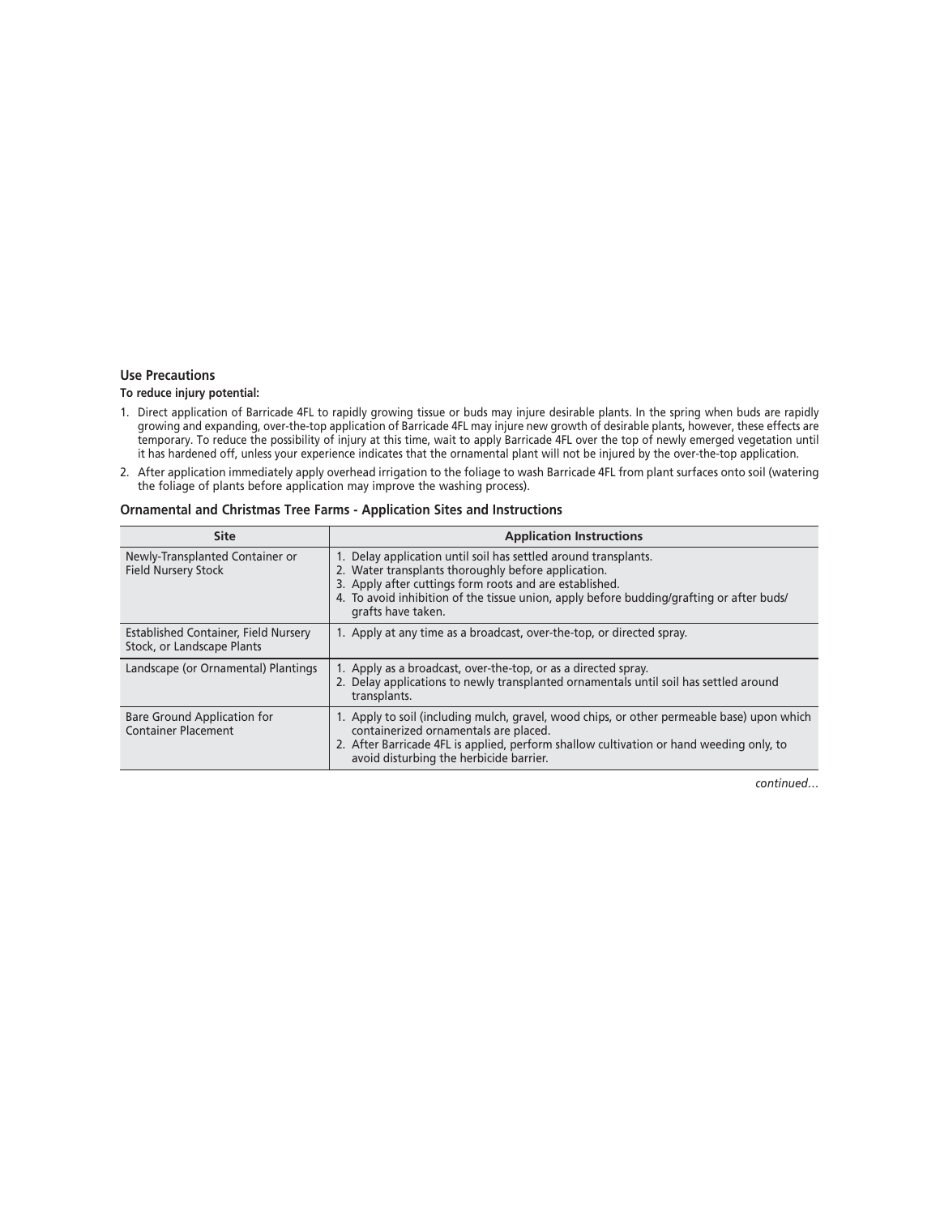### Use Precautions

**To reduce injury potential:**

1. Direct application of Barricade 4FL to rapidly growing tissue or buds may injure desirable plants. In the spring when buds are rapidly growing and expanding, over-the-top application of Barricade 4FL may injure new growth of desirable plants, however, these effects are temporary. To reduce the possibility of injury at this time, wait to apply Barricade 4FL over the top of newly emerged vegetation until it has hardened off, unless your experience indicates that the ornamental plant will not be injured by the over-the-top application.
2. After application immediately apply overhead irrigation to the foliage to wash Barricade 4FL from plant surfaces onto soil (watering the foliage of plants before application may improve the washing process).

### Ornamental and Christmas Tree Farms - Application Sites and Instructions

| Site | Application Instructions |
|---|---|
| Newly-Transplanted Container or Field Nursery Stock | 1. Delay application until soil has settled around transplants.<br>2. Water transplants thoroughly before application.<br>3. Apply after cuttings form roots and are established.<br>4. To avoid inhibition of the tissue union, apply before budding/grafting or after buds/grafts have taken. |
| Established Container, Field Nursery Stock, or Landscape Plants | 1. Apply at any time as a broadcast, over-the-top, or directed spray. |
| Landscape (or Ornamental) Plantings | 1. Apply as a broadcast, over-the-top, or as a directed spray.<br>2. Delay applications to newly transplanted ornamentals until soil has settled around transplants. |
| Bare Ground Application for Container Placement | 1. Apply to soil (including mulch, gravel, wood chips, or other permeable base) upon which containerized ornamentals are placed.<br>2. After Barricade 4FL is applied, perform shallow cultivation or hand weeding only, to avoid disturbing the herbicide barrier. |

*continued…*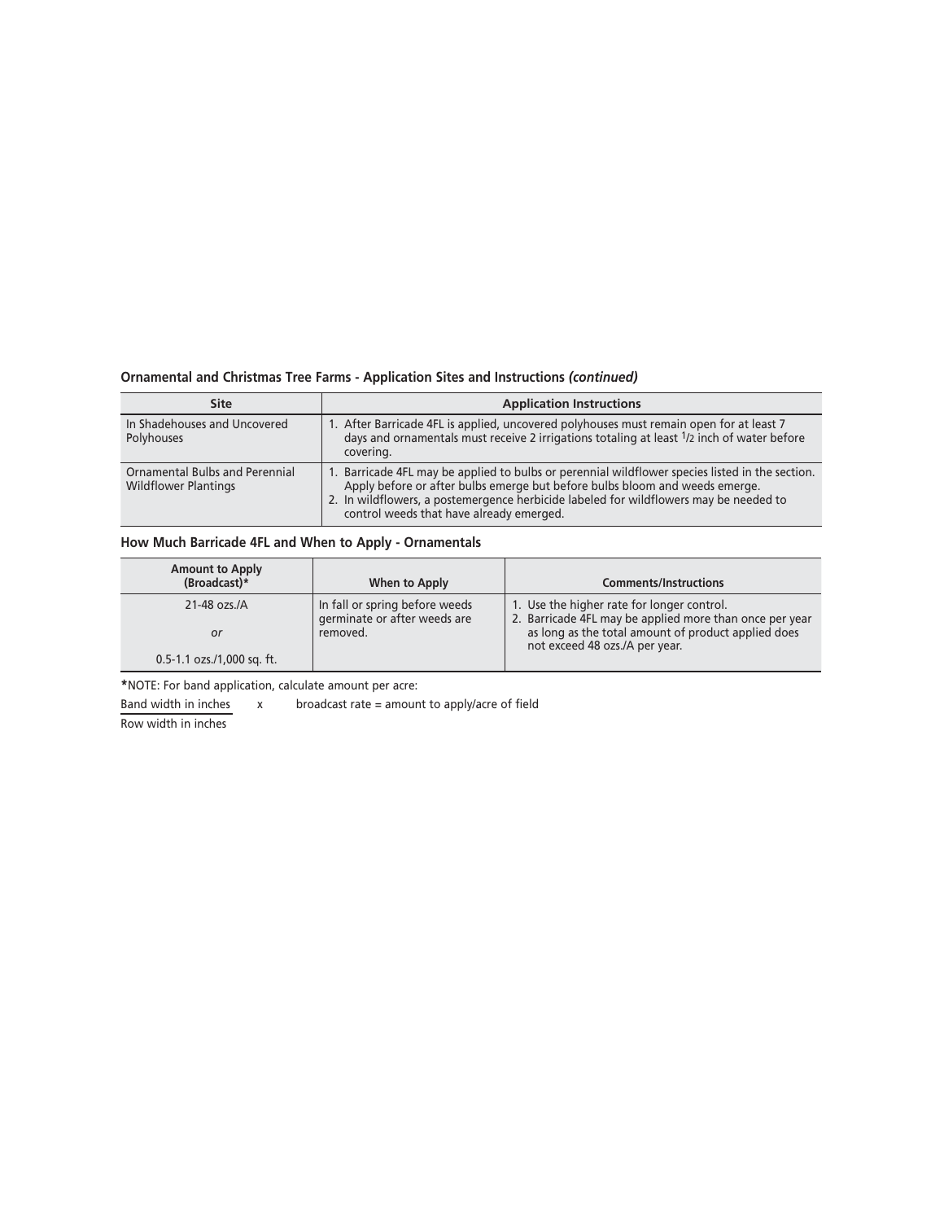**Ornamental and Christmas Tree Farms - Application Sites and Instructions *(continued)***

| Site | Application Instructions |
|---|---|
| In Shadehouses and Uncovered Polyhouses | 1. After Barricade 4FL is applied, uncovered polyhouses must remain open for at least 7 days and ornamentals must receive 2 irrigations totaling at least 1/2 inch of water before covering. |
| Ornamental Bulbs and Perennial Wildflower Plantings | 1. Barricade 4FL may be applied to bulbs or perennial wildflower species listed in the section. Apply before or after bulbs emerge but before bulbs bloom and weeds emerge.<br>2. In wildflowers, a postemergence herbicide labeled for wildflowers may be needed to control weeds that have already emerged. |

**How Much Barricade 4FL and When to Apply - Ornamentals**

| Amount to Apply (Broadcast)* | When to Apply | Comments/Instructions |
|---|---|---|
| 21-48 ozs./A<br>*or*<br>0.5-1.1 ozs./1,000 sq. ft. | In fall or spring before weeds germinate or after weeds are removed. | 1. Use the higher rate for longer control.<br>2. Barricade 4FL may be applied more than once per year as long as the total amount of product applied does not exceed 48 ozs./A per year. |

*NOTE: For band application, calculate amount per acre:

$$\frac{\text{Band width in inches}}{\text{Row width in inches}} \times \text{broadcast rate} = \text{amount to apply/acre of field}$$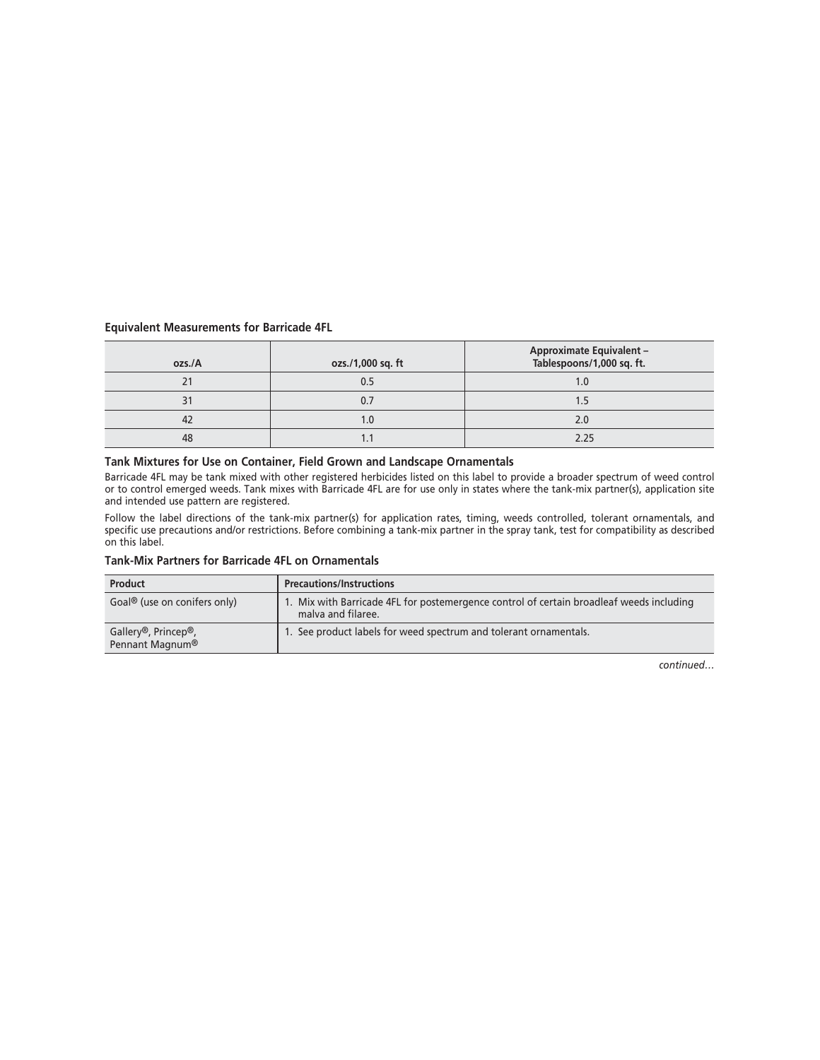**Equivalent Measurements for Barricade 4FL**

| ozs./A | ozs./1,000 sq. ft | Approximate Equivalent – Tablespoons/1,000 sq. ft. |
|---|---|---|
| 21 | 0.5 | 1.0 |
| 31 | 0.7 | 1.5 |
| 42 | 1.0 | 2.0 |
| 48 | 1.1 | 2.25 |

**Tank Mixtures for Use on Container, Field Grown and Landscape Ornamentals**

Barricade 4FL may be tank mixed with other registered herbicides listed on this label to provide a broader spectrum of weed control or to control emerged weeds. Tank mixes with Barricade 4FL are for use only in states where the tank-mix partner(s), application site and intended use pattern are registered.

Follow the label directions of the tank-mix partner(s) for application rates, timing, weeds controlled, tolerant ornamentals, and specific use precautions and/or restrictions. Before combining a tank-mix partner in the spray tank, test for compatibility as described on this label.

**Tank-Mix Partners for Barricade 4FL on Ornamentals**

| Product | Precautions/Instructions |
|---|---|
| Goal® (use on conifers only) | 1. Mix with Barricade 4FL for postemergence control of certain broadleaf weeds including malva and filaree. |
| Gallery®, Princep®, Pennant Magnum® | 1. See product labels for weed spectrum and tolerant ornamentals. |

*continued…*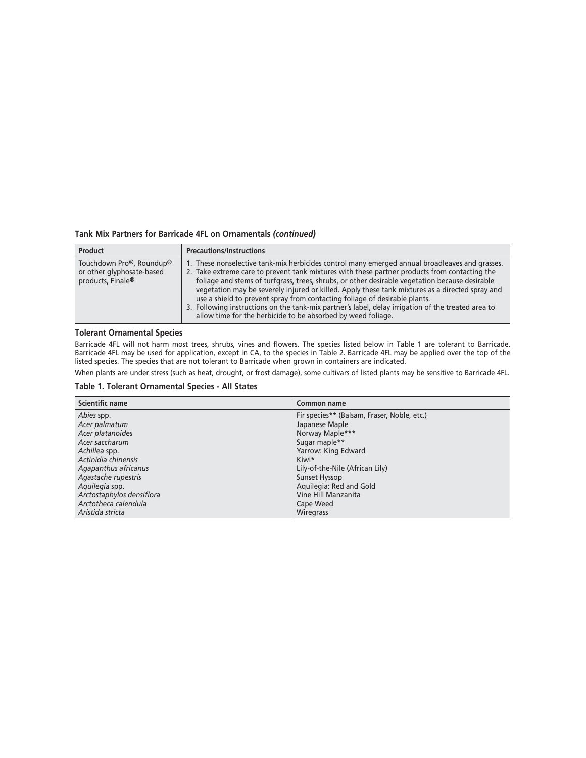**Tank Mix Partners for Barricade 4FL on Ornamentals *(continued)***

| Product | Precautions/Instructions |
|---|---|
| Touchdown Pro®, Roundup® or other glyphosate-based products, Finale® | 1. These nonselective tank-mix herbicides control many emerged annual broadleaves and grasses.<br>2. Take extreme care to prevent tank mixtures with these partner products from contacting the foliage and stems of turfgrass, trees, shrubs, or other desirable vegetation because desirable vegetation may be severely injured or killed. Apply these tank mixtures as a directed spray and use a shield to prevent spray from contacting foliage of desirable plants.<br>3. Following instructions on the tank-mix partner's label, delay irrigation of the treated area to allow time for the herbicide to be absorbed by weed foliage. |

### Tolerant Ornamental Species

Barricade 4FL will not harm most trees, shrubs, vines and flowers. The species listed below in Table 1 are tolerant to Barricade. Barricade 4FL may be used for application, except in CA, to the species in Table 2. Barricade 4FL may be applied over the top of the listed species. The species that are not tolerant to Barricade when grown in containers are indicated.

When plants are under stress (such as heat, drought, or frost damage), some cultivars of listed plants may be sensitive to Barricade 4FL.

**Table 1. Tolerant Ornamental Species - All States**

| Scientific name | Common name |
|---|---|
| *Abies* spp. | Fir species** (Balsam, Fraser, Noble, etc.) |
| *Acer palmatum* | Japanese Maple |
| *Acer platanoides* | Norway Maple*** |
| *Acer saccharum* | Sugar maple** |
| *Achillea* spp. | Yarrow: King Edward |
| *Actinidia chinensis* | Kiwi* |
| *Agapanthus africanus* | Lily-of-the-Nile (African Lily) |
| *Agastache rupestris* | Sunset Hyssop |
| *Aquilegia* spp. | Aquilegia: Red and Gold |
| *Arctostaphylos densiflora* | Vine Hill Manzanita |
| *Arctotheca calendula* | Cape Weed |
| *Aristida stricta* | Wiregrass |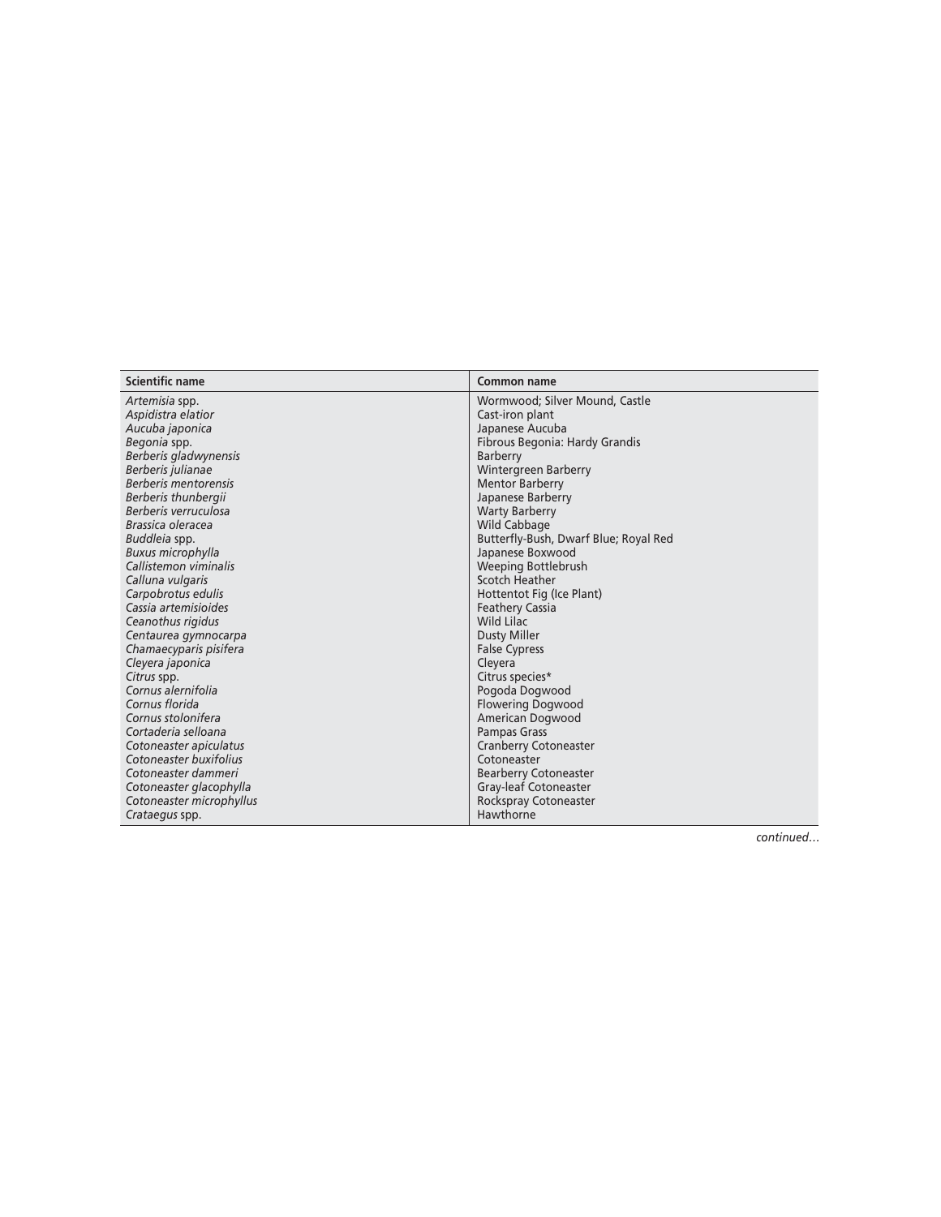| Scientific name | Common name |
|---|---|
| *Artemisia* spp. | Wormwood; Silver Mound, Castle |
| *Aspidistra elatior* | Cast-iron plant |
| *Aucuba japonica* | Japanese Aucuba |
| *Begonia* spp. | Fibrous Begonia: Hardy Grandis |
| *Berberis gladwynensis* | Barberry |
| *Berberis julianae* | Wintergreen Barberry |
| *Berberis mentorensis* | Mentor Barberry |
| *Berberis thunbergii* | Japanese Barberry |
| *Berberis verruculosa* | Warty Barberry |
| *Brassica oleracea* | Wild Cabbage |
| *Buddleia* spp. | Butterfly-Bush, Dwarf Blue; Royal Red |
| *Buxus microphylla* | Japanese Boxwood |
| *Callistemon viminalis* | Weeping Bottlebrush |
| *Calluna vulgaris* | Scotch Heather |
| *Carpobrotus edulis* | Hottentot Fig (Ice Plant) |
| *Cassia artemisioides* | Feathery Cassia |
| *Ceanothus rigidus* | Wild Lilac |
| *Centaurea gymnocarpa* | Dusty Miller |
| *Chamaecyparis pisifera* | False Cypress |
| *Cleyera japonica* | Cleyera |
| *Citrus* spp. | Citrus species* |
| *Cornus alernifolia* | Pogoda Dogwood |
| *Cornus florida* | Flowering Dogwood |
| *Cornus stolonifera* | American Dogwood |
| *Cortaderia selloana* | Pampas Grass |
| *Cotoneaster apiculatus* | Cranberry Cotoneaster |
| *Cotoneaster buxifolius* | Cotoneaster |
| *Cotoneaster dammeri* | Bearberry Cotoneaster |
| *Cotoneaster glacophylla* | Gray-leaf Cotoneaster |
| *Cotoneaster microphyllus* | Rockspray Cotoneaster |
| *Crataegus* spp. | Hawthorne |

*continued…*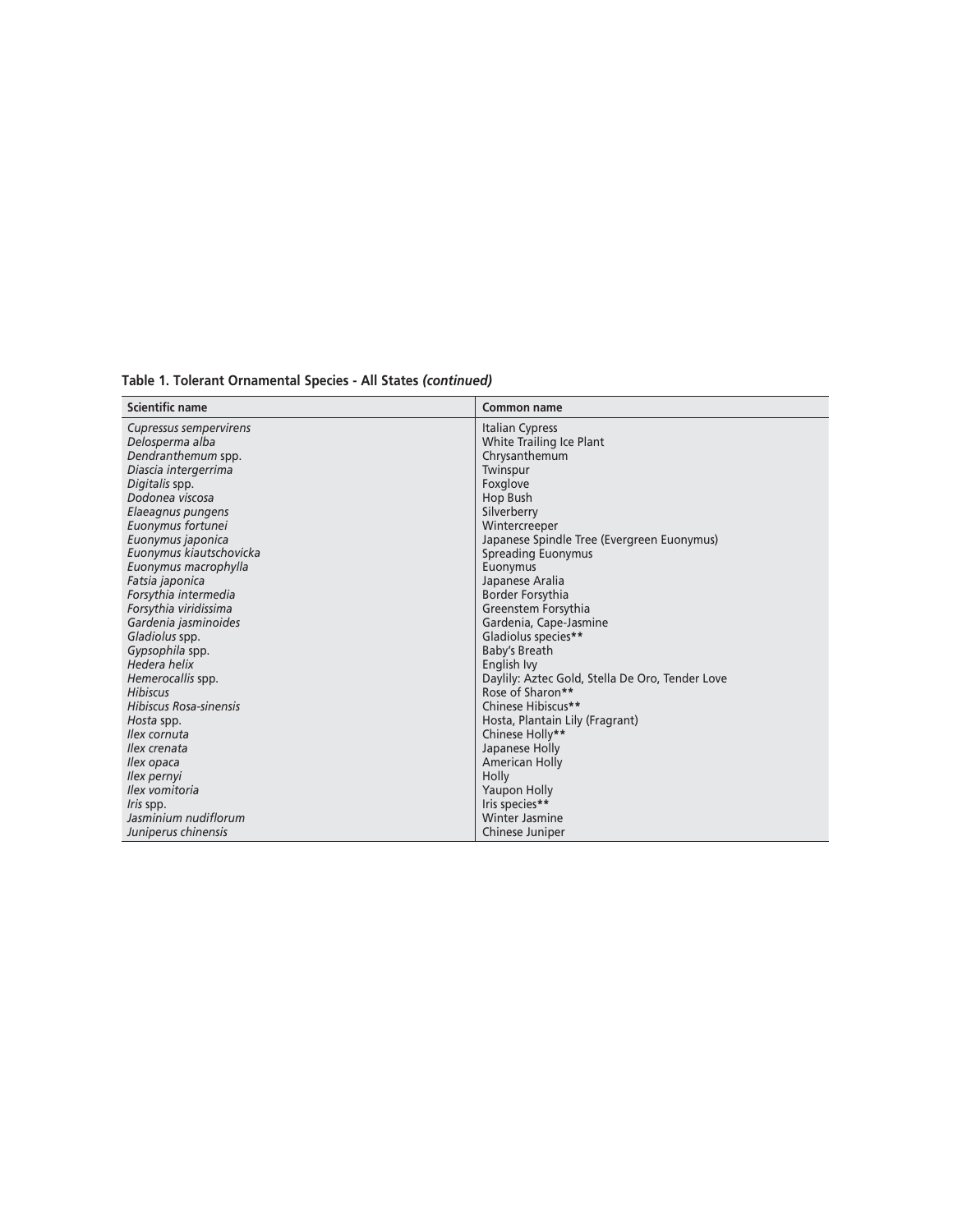**Table 1. Tolerant Ornamental Species - All States *(continued)***

| Scientific name | Common name |
| --- | --- |
| *Cupressus sempervirens* | Italian Cypress |
| *Delosperma alba* | White Trailing Ice Plant |
| *Dendranthemum* spp. | Chrysanthemum |
| *Diascia intergerrima* | Twinspur |
| *Digitalis* spp. | Foxglove |
| *Dodonea viscosa* | Hop Bush |
| *Elaeagnus pungens* | Silverberry |
| *Euonymus fortunei* | Wintercreeper |
| *Euonymus japonica* | Japanese Spindle Tree (Evergreen Euonymus) |
| *Euonymus kiautschovicka* | Spreading Euonymus |
| *Euonymus macrophylla* | Euonymus |
| *Fatsia japonica* | Japanese Aralia |
| *Forsythia intermedia* | Border Forsythia |
| *Forsythia viridissima* | Greenstem Forsythia |
| *Gardenia jasminoides* | Gardenia, Cape-Jasmine |
| *Gladiolus* spp. | Gladiolus species** |
| *Gypsophila* spp. | Baby's Breath |
| *Hedera helix* | English Ivy |
| *Hemerocallis* spp. | Daylily: Aztec Gold, Stella De Oro, Tender Love |
| *Hibiscus* | Rose of Sharon** |
| *Hibiscus Rosa-sinensis* | Chinese Hibiscus** |
| *Hosta* spp. | Hosta, Plantain Lily (Fragrant) |
| *Ilex cornuta* | Chinese Holly** |
| *Ilex crenata* | Japanese Holly |
| *Ilex opaca* | American Holly |
| *Ilex pernyi* | Holly |
| *Ilex vomitoria* | Yaupon Holly |
| *Iris* spp. | Iris species** |
| *Jasminium nudiflorum* | Winter Jasmine |
| *Juniperus chinensis* | Chinese Juniper |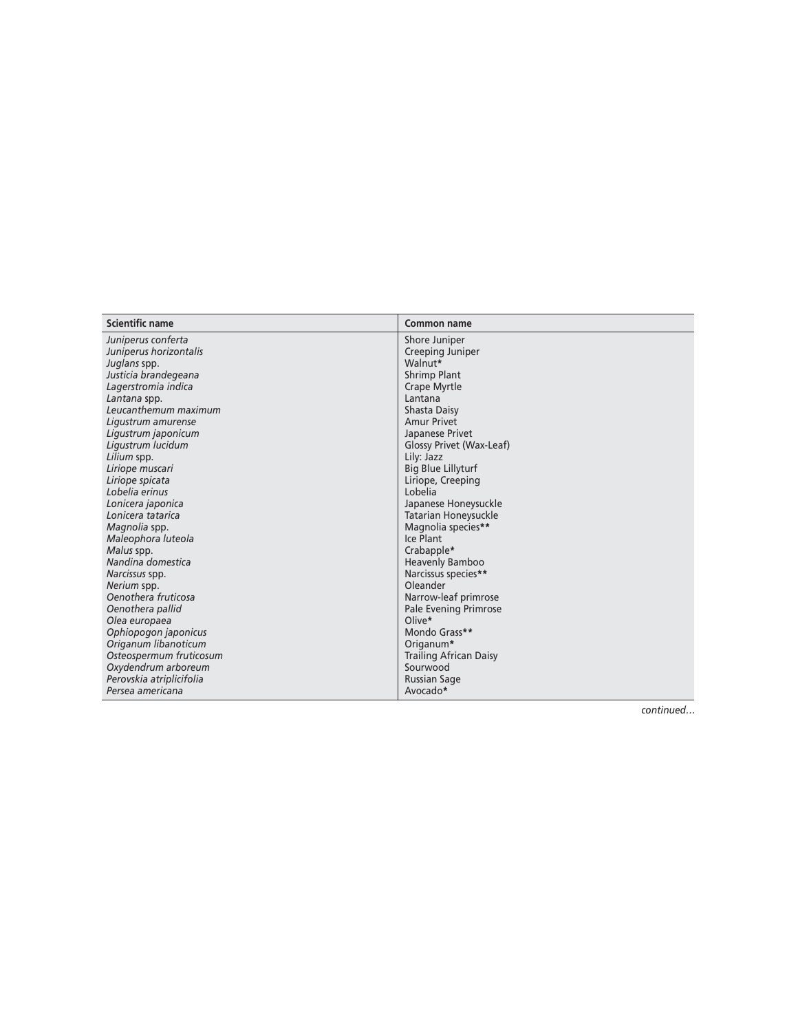| Scientific name | Common name |
| --- | --- |
| *Juniperus conferta* | Shore Juniper |
| *Juniperus horizontalis* | Creeping Juniper |
| *Juglans* spp. | Walnut* |
| *Justicia brandegeana* | Shrimp Plant |
| *Lagerstromia indica* | Crape Myrtle |
| *Lantana* spp. | Lantana |
| *Leucanthemum maximum* | Shasta Daisy |
| *Ligustrum amurense* | Amur Privet |
| *Ligustrum japonicum* | Japanese Privet |
| *Ligustrum lucidum* | Glossy Privet (Wax-Leaf) |
| *Lilium* spp. | Lily: Jazz |
| *Liriope muscari* | Big Blue Lillyturf |
| *Liriope spicata* | Liriope, Creeping |
| *Lobelia erinus* | Lobelia |
| *Lonicera japonica* | Japanese Honeysuckle |
| *Lonicera tatarica* | Tatarian Honeysuckle |
| *Magnolia* spp. | Magnolia species** |
| *Maleophora luteola* | Ice Plant |
| *Malus* spp. | Crabapple* |
| *Nandina domestica* | Heavenly Bamboo |
| *Narcissus* spp. | Narcissus species** |
| *Nerium* spp. | Oleander |
| *Oenothera fruticosa* | Narrow-leaf primrose |
| *Oenothera pallid* | Pale Evening Primrose |
| *Olea europaea* | Olive* |
| *Ophiopogon japonicus* | Mondo Grass** |
| *Origanum libanoticum* | Origanum* |
| *Osteospermum fruticosum* | Trailing African Daisy |
| *Oxydendrum arboreum* | Sourwood |
| *Perovskia atriplicifolia* | Russian Sage |
| *Persea americana* | Avocado* |

*continued…*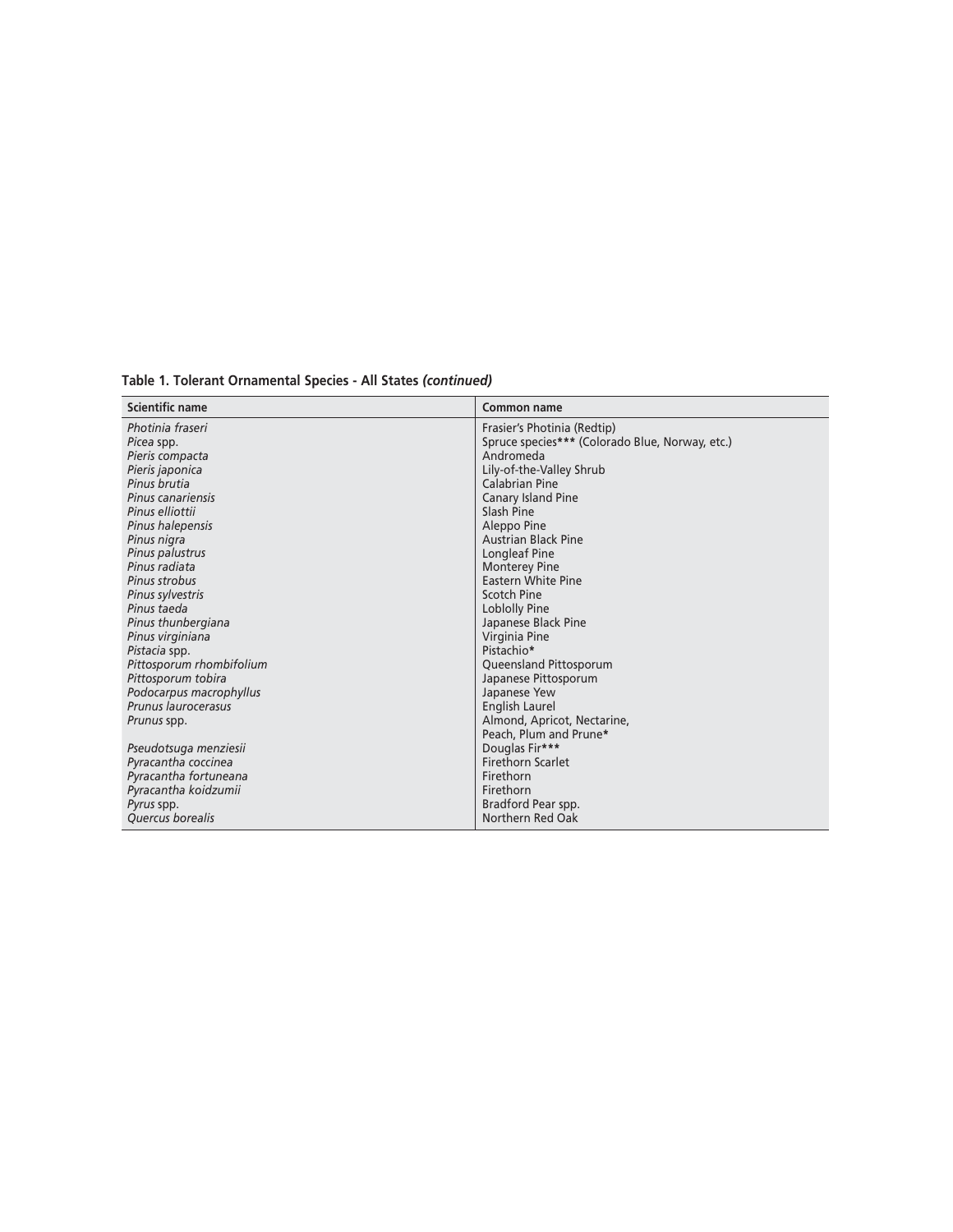**Table 1. Tolerant Ornamental Species - All States *(continued)***

| Scientific name | Common name |
|---|---|
| *Photinia fraseri* | Frasier's Photinia (Redtip) |
| *Picea* spp. | Spruce species*** (Colorado Blue, Norway, etc.) |
| *Pieris compacta* | Andromeda |
| *Pieris japonica* | Lily-of-the-Valley Shrub |
| *Pinus brutia* | Calabrian Pine |
| *Pinus canariensis* | Canary Island Pine |
| *Pinus elliottii* | Slash Pine |
| *Pinus halepensis* | Aleppo Pine |
| *Pinus nigra* | Austrian Black Pine |
| *Pinus palustrus* | Longleaf Pine |
| *Pinus radiata* | Monterey Pine |
| *Pinus strobus* | Eastern White Pine |
| *Pinus sylvestris* | Scotch Pine |
| *Pinus taeda* | Loblolly Pine |
| *Pinus thunbergiana* | Japanese Black Pine |
| *Pinus virginiana* | Virginia Pine |
| *Pistacia* spp. | Pistachio* |
| *Pittosporum rhombifolium* | Queensland Pittosporum |
| *Pittosporum tobira* | Japanese Pittosporum |
| *Podocarpus macrophyllus* | Japanese Yew |
| *Prunus laurocerasus* | English Laurel |
| *Prunus* spp. | Almond, Apricot, Nectarine, Peach, Plum and Prune* |
| *Pseudotsuga menziesii* | Douglas Fir*** |
| *Pyracantha coccinea* | Firethorn Scarlet |
| *Pyracantha fortuneana* | Firethorn |
| *Pyracantha koidzumii* | Firethorn |
| *Pyrus* spp. | Bradford Pear spp. |
| *Quercus borealis* | Northern Red Oak |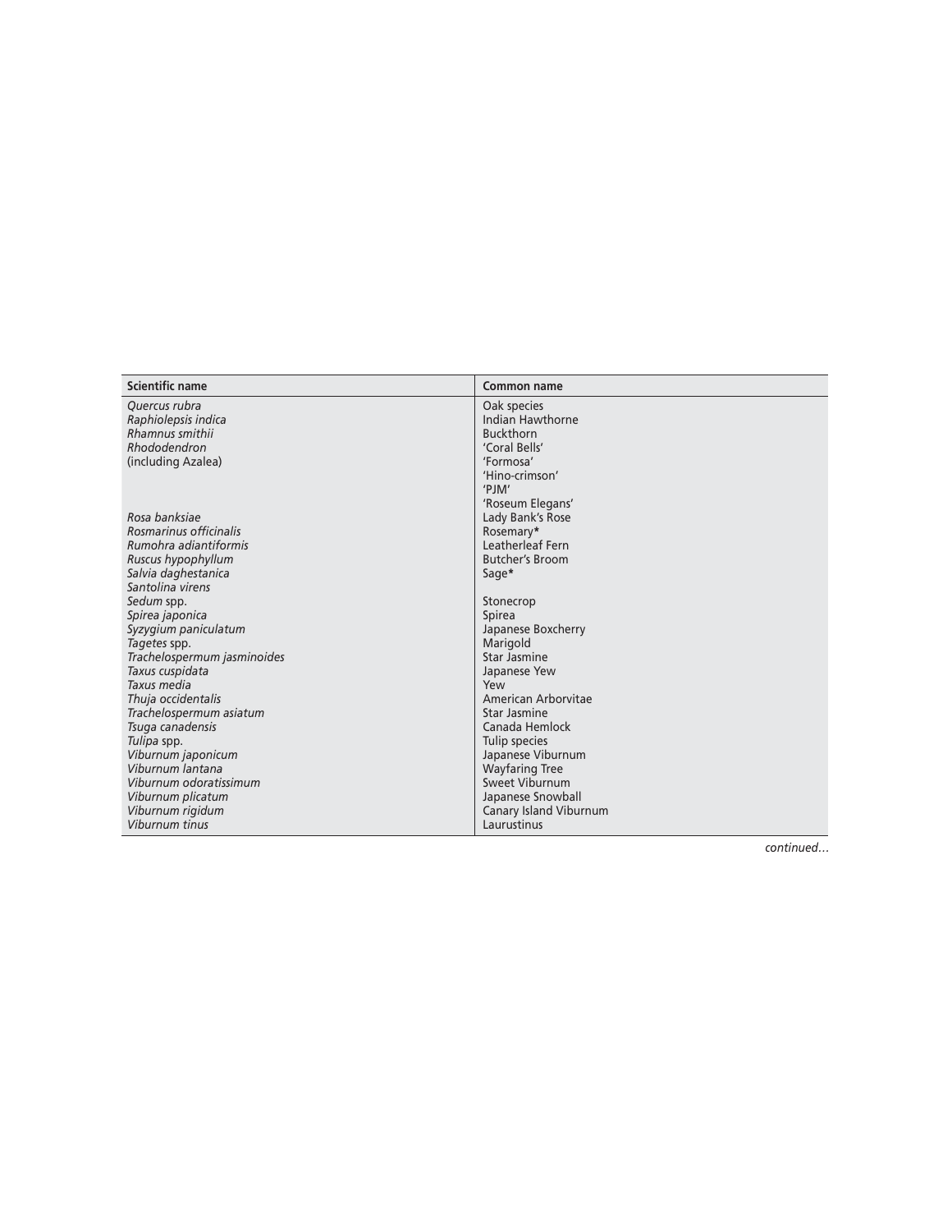| Scientific name | Common name |
| --- | --- |
| *Quercus rubra* | Oak species |
| *Raphiolepsis indica* | Indian Hawthorne |
| *Rhamnus smithii* | Buckthorn |
| *Rhododendron* (including Azalea) | 'Coral Bells' 'Formosa' 'Hino-crimson' 'PJM' 'Roseum Elegans' |
| *Rosa banksiae* | Lady Bank's Rose |
| *Rosmarinus officinalis* | Rosemary* |
| *Rumohra adiantiformis* | Leatherleaf Fern |
| *Ruscus hypophyllum* | Butcher's Broom |
| *Salvia daghestanica* | Sage* |
| *Santolina virens* | |
| *Sedum* spp. | Stonecrop |
| *Spirea japonica* | Spirea |
| *Syzygium paniculatum* | Japanese Boxcherry |
| *Tagetes* spp. | Marigold |
| *Trachelospermum jasminoides* | Star Jasmine |
| *Taxus cuspidata* | Japanese Yew |
| *Taxus media* | Yew |
| *Thuja occidentalis* | American Arborvitae |
| *Trachelospermum asiatum* | Star Jasmine |
| *Tsuga canadensis* | Canada Hemlock |
| *Tulipa* spp. | Tulip species |
| *Viburnum japonicum* | Japanese Viburnum |
| *Viburnum lantana* | Wayfaring Tree |
| *Viburnum odoratissimum* | Sweet Viburnum |
| *Viburnum plicatum* | Japanese Snowball |
| *Viburnum rigidum* | Canary Island Viburnum |
| *Viburnum tinus* | Laurustinus |

*continued…*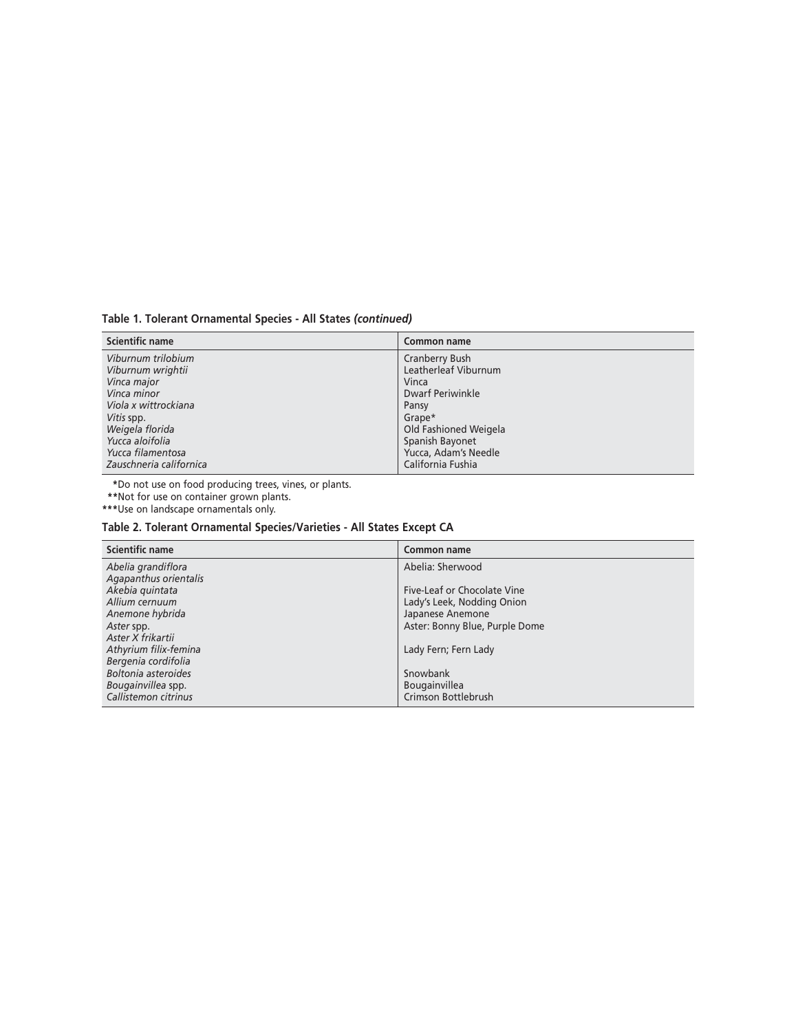**Table 1. Tolerant Ornamental Species - All States *(continued)***

| Scientific name | Common name |
| --- | --- |
| *Viburnum trilobium* | Cranberry Bush |
| *Viburnum wrightii* | Leatherleaf Viburnum |
| *Vinca major* | Vinca |
| *Vinca minor* | Dwarf Periwinkle |
| *Viola x wittrockiana* | Pansy |
| *Vitis* spp. | Grape* |
| *Weigela florida* | Old Fashioned Weigela |
| *Yucca aloifolia* | Spanish Bayonet |
| *Yucca filamentosa* | Yucca, Adam's Needle |
| *Zauschneria californica* | California Fushia |

*Do not use on food producing trees, vines, or plants.
**Not for use on container grown plants.
***Use on landscape ornamentals only.

**Table 2. Tolerant Ornamental Species/Varieties - All States Except CA**

| Scientific name | Common name |
| --- | --- |
| *Abelia grandiflora* | Abelia: Sherwood |
| *Agapanthus orientalis* | |
| *Akebia quintata* | Five-Leaf or Chocolate Vine |
| *Allium cernuum* | Lady's Leek, Nodding Onion |
| *Anemone hybrida* | Japanese Anemone |
| *Aster* spp. | Aster: Bonny Blue, Purple Dome |
| *Aster X frikartii* | |
| *Athyrium filix-femina* | Lady Fern; Fern Lady |
| *Bergenia cordifolia* | |
| *Boltonia asteroides* | Snowbank |
| *Bougainvillea* spp. | Bougainvillea |
| *Callistemon citrinus* | Crimson Bottlebrush |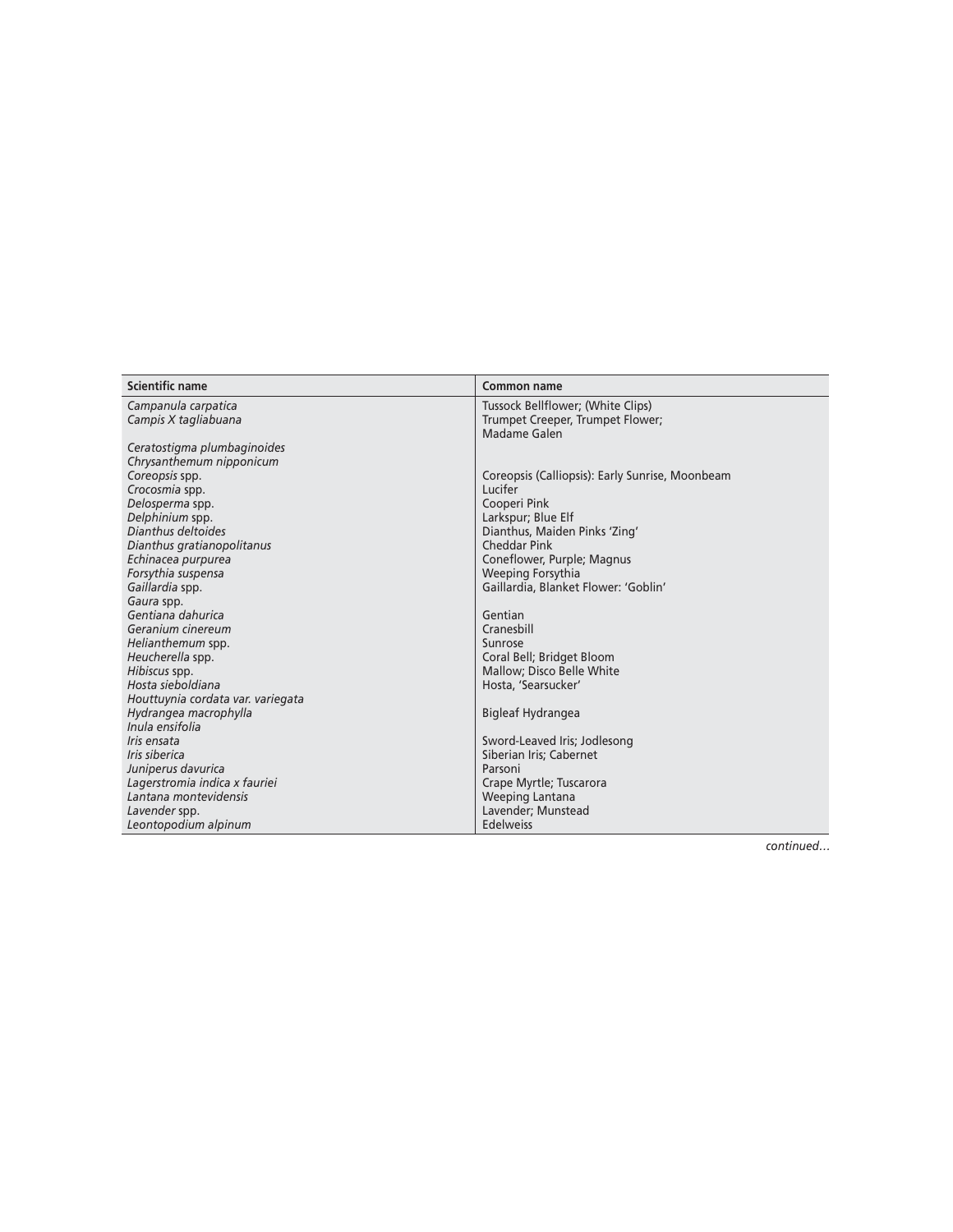| Scientific name | Common name |
| --- | --- |
| *Campanula carpatica* | Tussock Bellflower; (White Clips) |
| *Campis X tagliabuana* | Trumpet Creeper, Trumpet Flower; Madame Galen |
| *Ceratostigma plumbaginoides* | |
| *Chrysanthemum nipponicum* | |
| *Coreopsis* spp. | Coreopsis (Calliopsis): Early Sunrise, Moonbeam |
| *Crocosmia* spp. | Lucifer |
| *Delosperma* spp. | Cooperi Pink |
| *Delphinium* spp. | Larkspur; Blue Elf |
| *Dianthus deltoides* | Dianthus, Maiden Pinks 'Zing' |
| *Dianthus gratianopolitanus* | Cheddar Pink |
| *Echinacea purpurea* | Coneflower, Purple; Magnus |
| *Forsythia suspensa* | Weeping Forsythia |
| *Gaillardia* spp. | Gaillardia, Blanket Flower: 'Goblin' |
| *Gaura* spp. | |
| *Gentiana dahurica* | Gentian |
| *Geranium cinereum* | Cranesbill |
| *Helianthemum* spp. | Sunrose |
| *Heucherella* spp. | Coral Bell; Bridget Bloom |
| *Hibiscus* spp. | Mallow; Disco Belle White |
| *Hosta sieboldiana* | Hosta, 'Searsucker' |
| *Houttuynia cordata var. variegata* | |
| *Hydrangea macrophylla* | Bigleaf Hydrangea |
| *Inula ensifolia* | |
| *Iris ensata* | Sword-Leaved Iris; Jodlesong |
| *Iris siberica* | Siberian Iris; Cabernet |
| *Juniperus davurica* | Parsoni |
| *Lagerstromia indica x fauriei* | Crape Myrtle; Tuscarora |
| *Lantana montevidensis* | Weeping Lantana |
| *Lavender* spp. | Lavender; Munstead |
| *Leontopodium alpinum* | Edelweiss |

*continued…*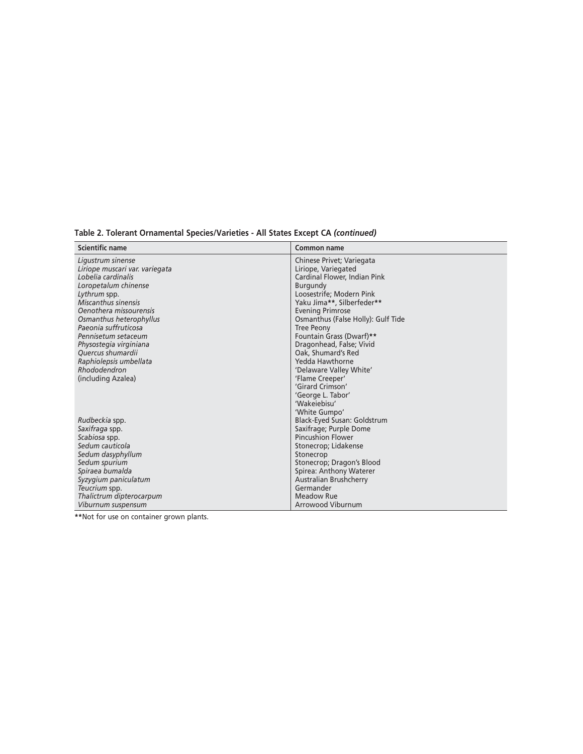**Table 2. Tolerant Ornamental Species/Varieties - All States Except CA *(continued)***

| Scientific name | Common name |
|---|---|
| *Ligustrum sinense* | Chinese Privet; Variegata |
| *Liriope muscari var. variegata* | Liriope, Variegated |
| *Lobelia cardinalis* | Cardinal Flower, Indian Pink |
| *Loropetalum chinense* | Burgundy |
| *Lythrum* spp. | Loosestrife; Modern Pink |
| *Miscanthus sinensis* | Yaku Jima**, Silberfeder** |
| *Oenothera missourensis* | Evening Primrose |
| *Osmanthus heterophyllus* | Osmanthus (False Holly): Gulf Tide |
| *Paeonia suffruticosa* | Tree Peony |
| *Pennisetum setaceum* | Fountain Grass (Dwarf)** |
| *Physostegia virginiana* | Dragonhead, False; Vivid |
| *Quercus shumardii* | Oak, Shumard's Red |
| *Raphiolepsis umbellata* | Yedda Hawthorne |
| *Rhododendron* (including Azalea) | 'Delaware Valley White'<br>'Flame Creeper'<br>'Girard Crimson'<br>'George L. Tabor'<br>'Wakeiebisu'<br>'White Gumpo' |
| *Rudbeckia* spp. | Black-Eyed Susan: Goldstrum |
| *Saxifraga* spp. | Saxifrage; Purple Dome |
| *Scabiosa* spp. | Pincushion Flower |
| *Sedum cauticola* | Stonecrop; Lidakense |
| *Sedum dasyphyllum* | Stonecrop |
| *Sedum spurium* | Stonecrop; Dragon's Blood |
| *Spiraea bumalda* | Spirea: Anthony Waterer |
| *Syzygium paniculatum* | Australian Brushcherry |
| *Teucrium* spp. | Germander |
| *Thalictrum dipterocarpum* | Meadow Rue |
| *Viburnum suspensum* | Arrowood Viburnum |

**Not for use on container grown plants.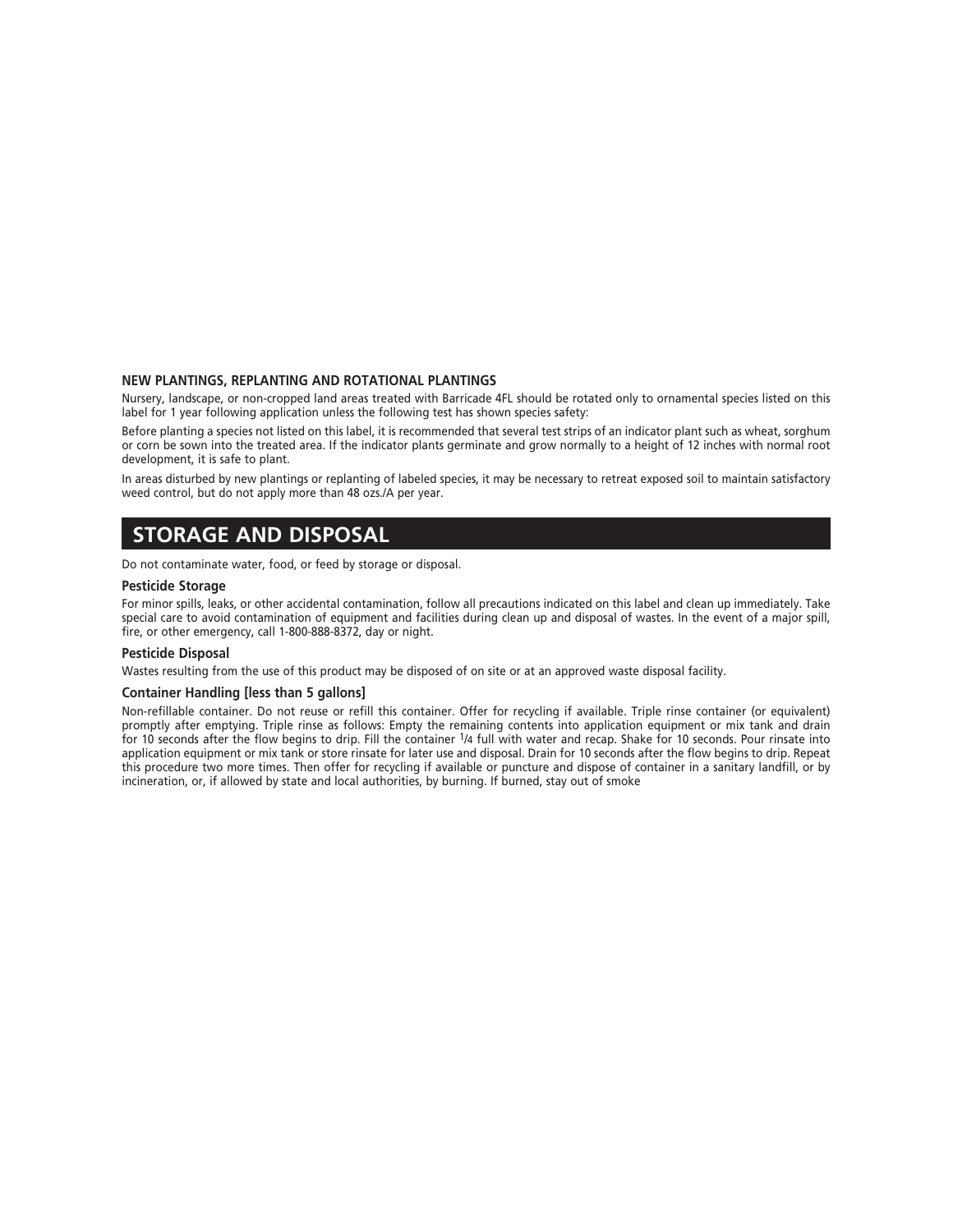### NEW PLANTINGS, REPLANTING AND ROTATIONAL PLANTINGS

Nursery, landscape, or non-cropped land areas treated with Barricade 4FL should be rotated only to ornamental species listed on this label for 1 year following application unless the following test has shown species safety:

Before planting a species not listed on this label, it is recommended that several test strips of an indicator plant such as wheat, sorghum or corn be sown into the treated area. If the indicator plants germinate and grow normally to a height of 12 inches with normal root development, it is safe to plant.

In areas disturbed by new plantings or replanting of labeled species, it may be necessary to retreat exposed soil to maintain satisfactory weed control, but do not apply more than 48 ozs./A per year.

## STORAGE AND DISPOSAL

Do not contaminate water, food, or feed by storage or disposal.

### Pesticide Storage

For minor spills, leaks, or other accidental contamination, follow all precautions indicated on this label and clean up immediately. Take special care to avoid contamination of equipment and facilities during clean up and disposal of wastes. In the event of a major spill, fire, or other emergency, call 1-800-888-8372, day or night.

### Pesticide Disposal

Wastes resulting from the use of this product may be disposed of on site or at an approved waste disposal facility.

### Container Handling [less than 5 gallons]

Non-refillable container. Do not reuse or refill this container. Offer for recycling if available. Triple rinse container (or equivalent) promptly after emptying. Triple rinse as follows: Empty the remaining contents into application equipment or mix tank and drain for 10 seconds after the flow begins to drip. Fill the container 1/4 full with water and recap. Shake for 10 seconds. Pour rinsate into application equipment or mix tank or store rinsate for later use and disposal. Drain for 10 seconds after the flow begins to drip. Repeat this procedure two more times. Then offer for recycling if available or puncture and dispose of container in a sanitary landfill, or by incineration, or, if allowed by state and local authorities, by burning. If burned, stay out of smoke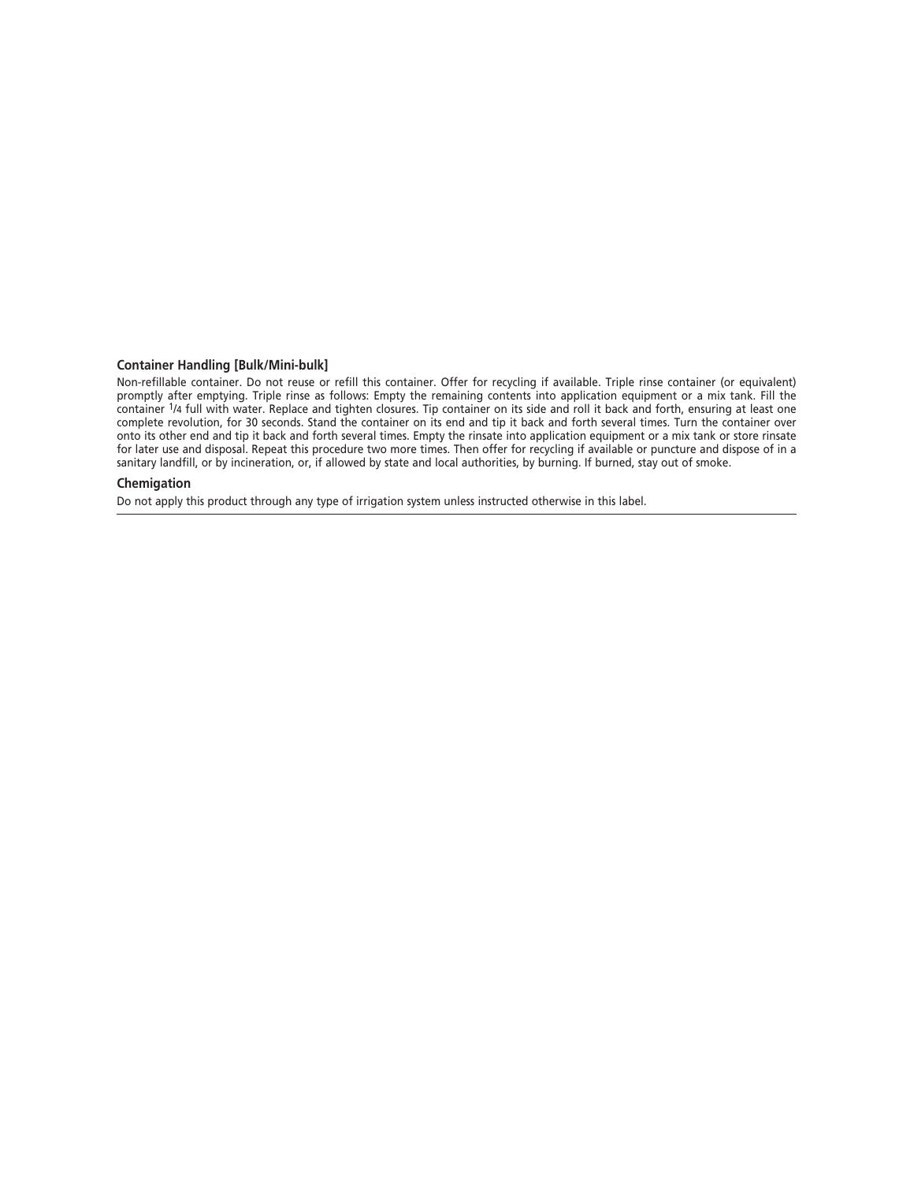### Container Handling [Bulk/Mini-bulk]

Non-refillable container. Do not reuse or refill this container. Offer for recycling if available. Triple rinse container (or equivalent) promptly after emptying. Triple rinse as follows: Empty the remaining contents into application equipment or a mix tank. Fill the container 1/4 full with water. Replace and tighten closures. Tip container on its side and roll it back and forth, ensuring at least one complete revolution, for 30 seconds. Stand the container on its end and tip it back and forth several times. Turn the container over onto its other end and tip it back and forth several times. Empty the rinsate into application equipment or a mix tank or store rinsate for later use and disposal. Repeat this procedure two more times. Then offer for recycling if available or puncture and dispose of in a sanitary landfill, or by incineration, or, if allowed by state and local authorities, by burning. If burned, stay out of smoke.

### Chemigation

Do not apply this product through any type of irrigation system unless instructed otherwise in this label.

---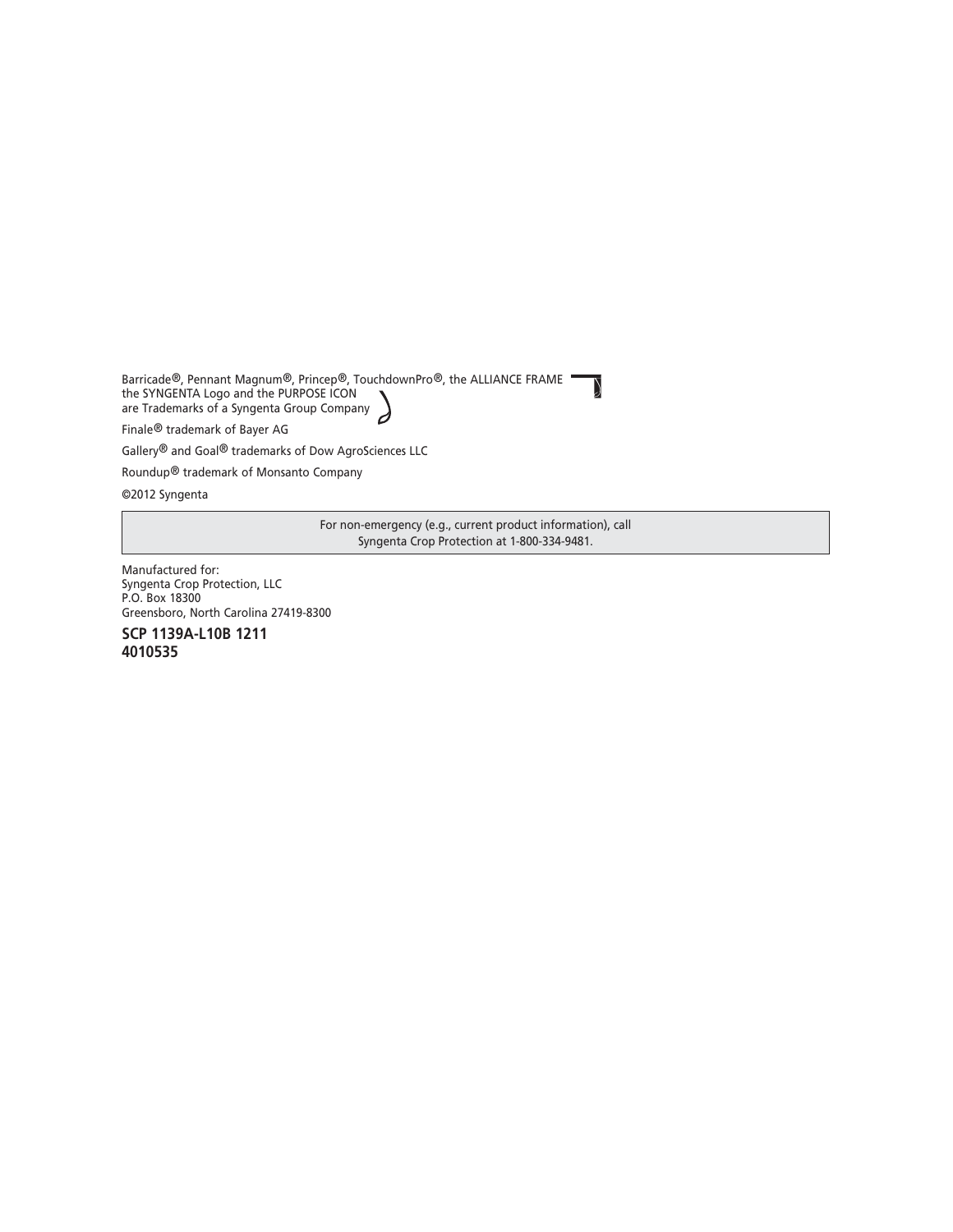Barricade®, Pennant Magnum®, Princep®, TouchdownPro®, the ALLIANCE FRAME
the SYNGENTA Logo and the PURPOSE ICON
are Trademarks of a Syngenta Group Company

Finale® trademark of Bayer AG

Gallery® and Goal® trademarks of Dow AgroSciences LLC

Roundup® trademark of Monsanto Company

©2012 Syngenta

| For non-emergency (e.g., current product information), call Syngenta Crop Protection at 1-800-334-9481. |
|---|

Manufactured for:
Syngenta Crop Protection, LLC
P.O. Box 18300
Greensboro, North Carolina 27419-8300

**SCP 1139A-L10B 1211**
**4010535**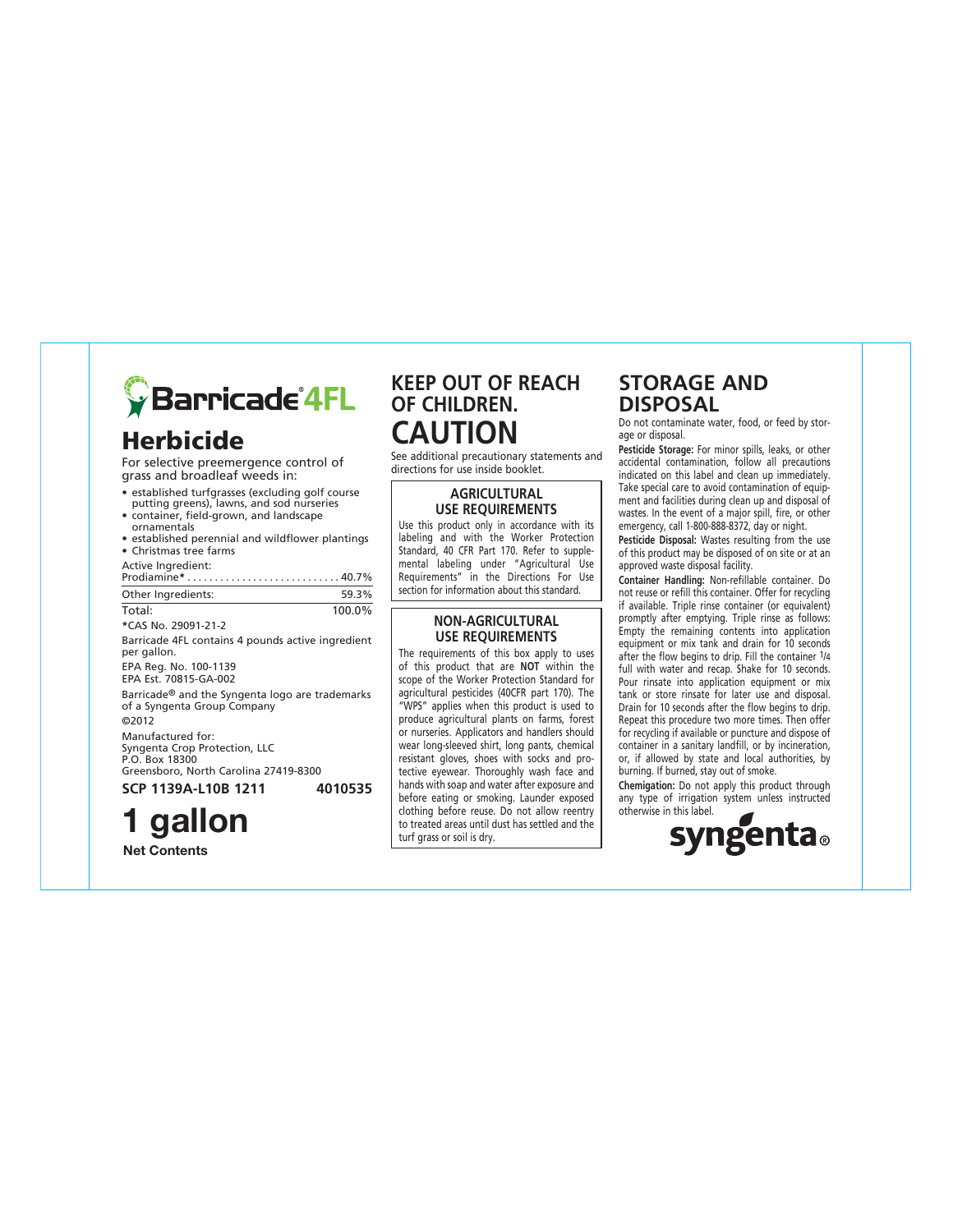# Barricade® 4FL

## Herbicide

For selective preemergence control of grass and broadleaf weeds in:

- established turfgrasses (excluding golf course putting greens), lawns, and sod nurseries
- container, field-grown, and landscape ornamentals
- established perennial and wildflower plantings
- Christmas tree farms

| Active Ingredient: | |
|---|---|
| Prodiamine* | 40.7% |
| Other Ingredients: | 59.3% |
| Total: | 100.0% |

*CAS No. 29091-21-2

Barricade 4FL contains 4 pounds active ingredient per gallon.

EPA Reg. No. 100-1139
EPA Est. 70815-GA-002

Barricade® and the Syngenta logo are trademarks of a Syngenta Group Company

©2012

Manufactured for:
Syngenta Crop Protection, LLC
P.O. Box 18300
Greensboro, North Carolina 27419-8300

**SCP 1139A-L10B 1211** **4010535**

# 1 gallon

**Net Contents**

## KEEP OUT OF REACH OF CHILDREN.

# CAUTION

See additional precautionary statements and directions for use inside booklet.

### AGRICULTURAL USE REQUIREMENTS

Use this product only in accordance with its labeling and with the Worker Protection Standard, 40 CFR Part 170. Refer to supplemental labeling under "Agricultural Use Requirements" in the Directions For Use section for information about this standard.

### NON-AGRICULTURAL USE REQUIREMENTS

The requirements of this box apply to uses of this product that are **NOT** within the scope of the Worker Protection Standard for agricultural pesticides (40CFR part 170). The "WPS" applies when this product is used to produce agricultural plants on farms, forest or nurseries. Applicators and handlers should wear long-sleeved shirt, long pants, chemical resistant gloves, shoes with socks and protective eyewear. Thoroughly wash face and hands with soap and water after exposure and before eating or smoking. Launder exposed clothing before reuse. Do not allow reentry to treated areas until dust has settled and the turf grass or soil is dry.

## STORAGE AND DISPOSAL

Do not contaminate water, food, or feed by storage or disposal.

**Pesticide Storage:** For minor spills, leaks, or other accidental contamination, follow all precautions indicated on this label and clean up immediately. Take special care to avoid contamination of equipment and facilities during clean up and disposal of wastes. In the event of a major spill, fire, or other emergency, call 1-800-888-8372, day or night.

**Pesticide Disposal:** Wastes resulting from the use of this product may be disposed of on site or at an approved waste disposal facility.

**Container Handling:** Non-refillable container. Do not reuse or refill this container. Offer for recycling if available. Triple rinse container (or equivalent) promptly after emptying. Triple rinse as follows: Empty the remaining contents into application equipment or mix tank and drain for 10 seconds after the flow begins to drip. Fill the container 1/4 full with water and recap. Shake for 10 seconds. Pour rinsate into application equipment or mix tank or store rinsate for later use and disposal. Drain for 10 seconds after the flow begins to drip. Repeat this procedure two more times. Then offer for recycling if available or puncture and dispose of container in a sanitary landfill, or by incineration, or, if allowed by state and local authorities, by burning. If burned, stay out of smoke.

**Chemigation:** Do not apply this product through any type of irrigation system unless instructed otherwise in this label.

syngenta®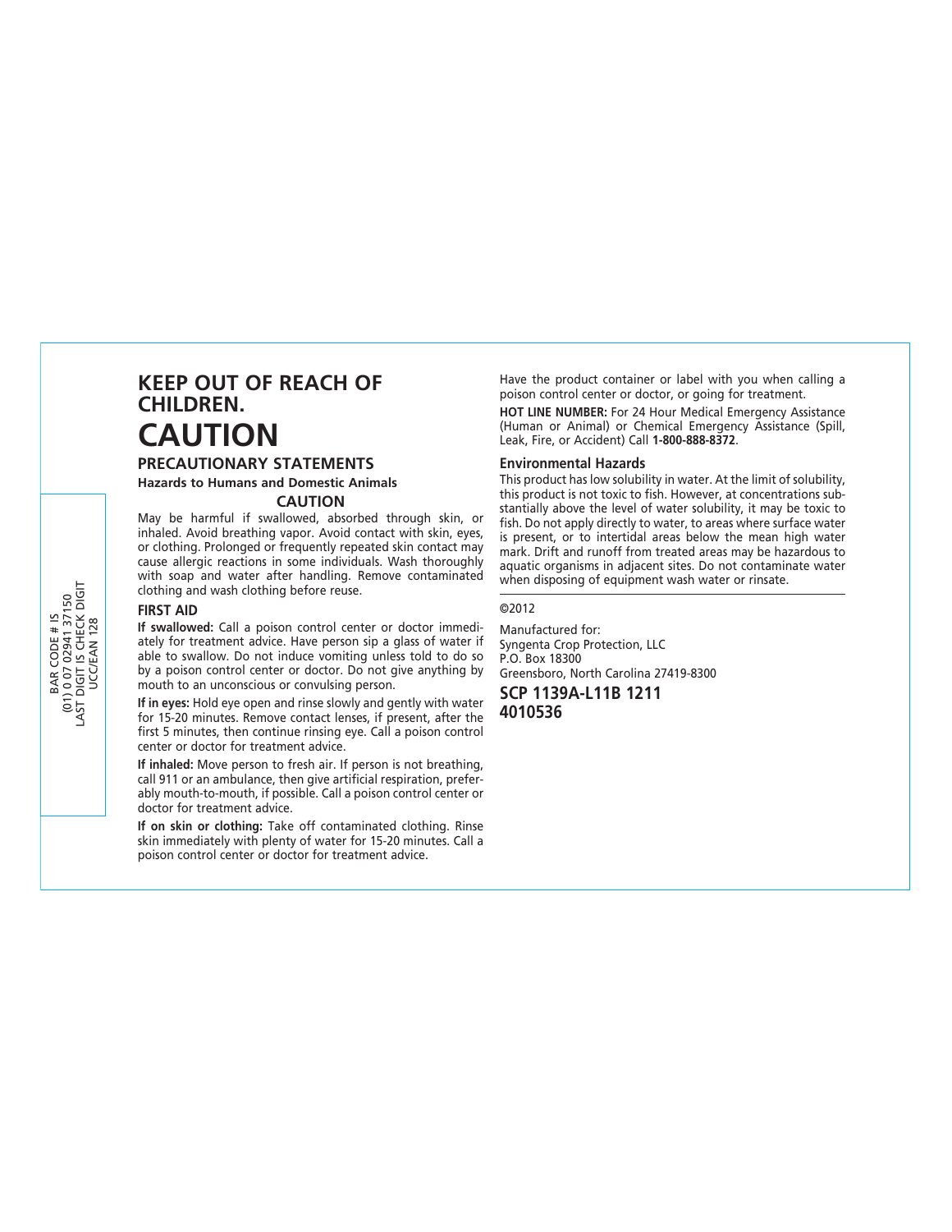BAR CODE # IS
(01) 0 07 02941 37150
LAST DIGIT IS CHECK DIGIT
UCC/EAN 128

## KEEP OUT OF REACH OF CHILDREN.

# CAUTION

### PRECAUTIONARY STATEMENTS

**Hazards to Humans and Domestic Animals**

**CAUTION**

May be harmful if swallowed, absorbed through skin, or inhaled. Avoid breathing vapor. Avoid contact with skin, eyes, or clothing. Prolonged or frequently repeated skin contact may cause allergic reactions in some individuals. Wash thoroughly with soap and water after handling. Remove contaminated clothing and wash clothing before reuse.

### FIRST AID

**If swallowed:** Call a poison control center or doctor immediately for treatment advice. Have person sip a glass of water if able to swallow. Do not induce vomiting unless told to do so by a poison control center or doctor. Do not give anything by mouth to an unconscious or convulsing person.

**If in eyes:** Hold eye open and rinse slowly and gently with water for 15-20 minutes. Remove contact lenses, if present, after the first 5 minutes, then continue rinsing eye. Call a poison control center or doctor for treatment advice.

**If inhaled:** Move person to fresh air. If person is not breathing, call 911 or an ambulance, then give artificial respiration, preferably mouth-to-mouth, if possible. Call a poison control center or doctor for treatment advice.

**If on skin or clothing:** Take off contaminated clothing. Rinse skin immediately with plenty of water for 15-20 minutes. Call a poison control center or doctor for treatment advice.

Have the product container or label with you when calling a poison control center or doctor, or going for treatment.

**HOT LINE NUMBER:** For 24 Hour Medical Emergency Assistance (Human or Animal) or Chemical Emergency Assistance (Spill, Leak, Fire, or Accident) Call **1-800-888-8372**.

### Environmental Hazards

This product has low solubility in water. At the limit of solubility, this product is not toxic to fish. However, at concentrations substantially above the level of water solubility, it may be toxic to fish. Do not apply directly to water, to areas where surface water is present, or to intertidal areas below the mean high water mark. Drift and runoff from treated areas may be hazardous to aquatic organisms in adjacent sites. Do not contaminate water when disposing of equipment wash water or rinsate.

©2012

Manufactured for:
Syngenta Crop Protection, LLC
P.O. Box 18300
Greensboro, North Carolina 27419-8300

**SCP 1139A-L11B 1211**
**4010536**